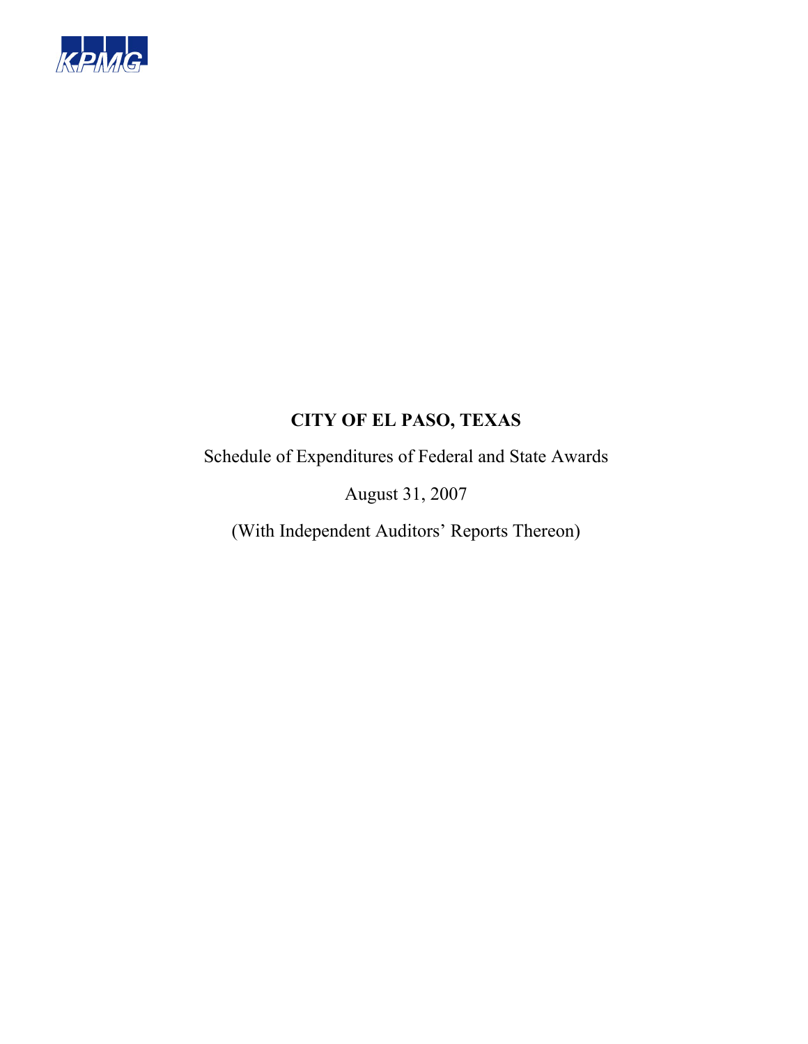KPMG

# CITY OF EL PASO, TEXAS

Schedule of Expenditures of Federal and State Awards

August 31, 2007

(With Independent Auditors' Reports Thereon)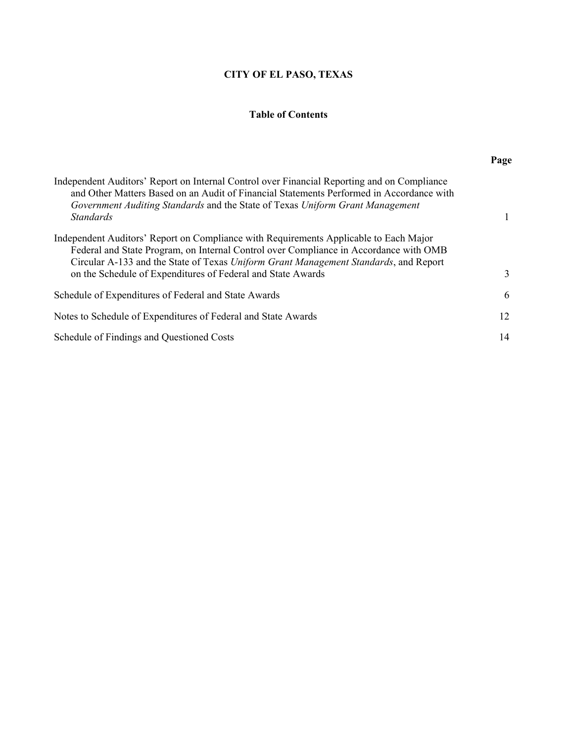# CITY OF EL PASO, TEXAS

## Table of Contents

| | Page |
|---|---|
| Independent Auditors' Report on Internal Control over Financial Reporting and on Compliance and Other Matters Based on an Audit of Financial Statements Performed in Accordance with *Government Auditing Standards* and the State of Texas *Uniform Grant Management Standards* | 1 |
| Independent Auditors' Report on Compliance with Requirements Applicable to Each Major Federal and State Program, on Internal Control over Compliance in Accordance with OMB Circular A-133 and the State of Texas *Uniform Grant Management Standards*, and Report on the Schedule of Expenditures of Federal and State Awards | 3 |
| Schedule of Expenditures of Federal and State Awards | 6 |
| Notes to Schedule of Expenditures of Federal and State Awards | 12 |
| Schedule of Findings and Questioned Costs | 14 |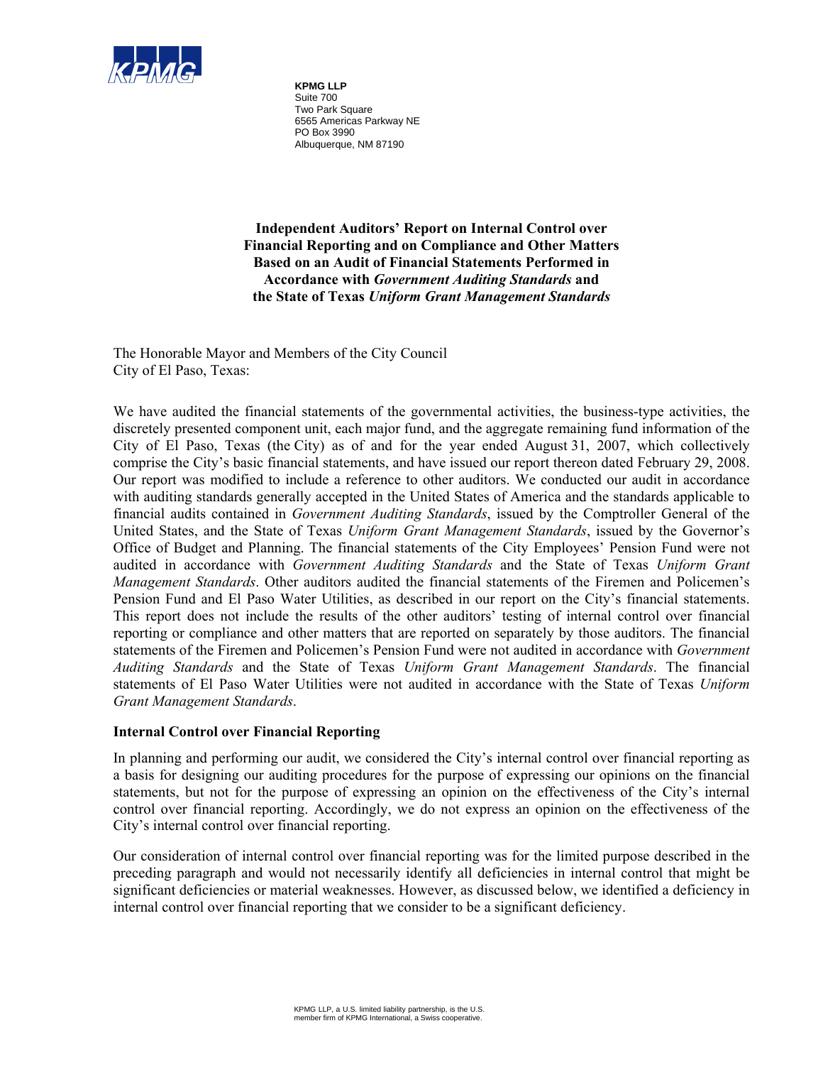KPMG LLP
Suite 700
Two Park Square
6565 Americas Parkway NE
PO Box 3990
Albuquerque, NM 87190

**Independent Auditors' Report on Internal Control over Financial Reporting and on Compliance and Other Matters Based on an Audit of Financial Statements Performed in Accordance with *Government Auditing Standards* and the State of Texas *Uniform Grant Management Standards***

The Honorable Mayor and Members of the City Council
City of El Paso, Texas:

We have audited the financial statements of the governmental activities, the business-type activities, the discretely presented component unit, each major fund, and the aggregate remaining fund information of the City of El Paso, Texas (the City) as of and for the year ended August 31, 2007, which collectively comprise the City's basic financial statements, and have issued our report thereon dated February 29, 2008. Our report was modified to include a reference to other auditors. We conducted our audit in accordance with auditing standards generally accepted in the United States of America and the standards applicable to financial audits contained in *Government Auditing Standards*, issued by the Comptroller General of the United States, and the State of Texas *Uniform Grant Management Standards*, issued by the Governor's Office of Budget and Planning. The financial statements of the City Employees' Pension Fund were not audited in accordance with *Government Auditing Standards* and the State of Texas *Uniform Grant Management Standards*. Other auditors audited the financial statements of the Firemen and Policemen's Pension Fund and El Paso Water Utilities, as described in our report on the City's financial statements. This report does not include the results of the other auditors' testing of internal control over financial reporting or compliance and other matters that are reported on separately by those auditors. The financial statements of the Firemen and Policemen's Pension Fund were not audited in accordance with *Government Auditing Standards* and the State of Texas *Uniform Grant Management Standards*. The financial statements of El Paso Water Utilities were not audited in accordance with the State of Texas *Uniform Grant Management Standards*.

## Internal Control over Financial Reporting

In planning and performing our audit, we considered the City's internal control over financial reporting as a basis for designing our auditing procedures for the purpose of expressing our opinions on the financial statements, but not for the purpose of expressing an opinion on the effectiveness of the City's internal control over financial reporting. Accordingly, we do not express an opinion on the effectiveness of the City's internal control over financial reporting.

Our consideration of internal control over financial reporting was for the limited purpose described in the preceding paragraph and would not necessarily identify all deficiencies in internal control that might be significant deficiencies or material weaknesses. However, as discussed below, we identified a deficiency in internal control over financial reporting that we consider to be a significant deficiency.

KPMG LLP, a U.S. limited liability partnership, is the U.S. member firm of KPMG International, a Swiss cooperative.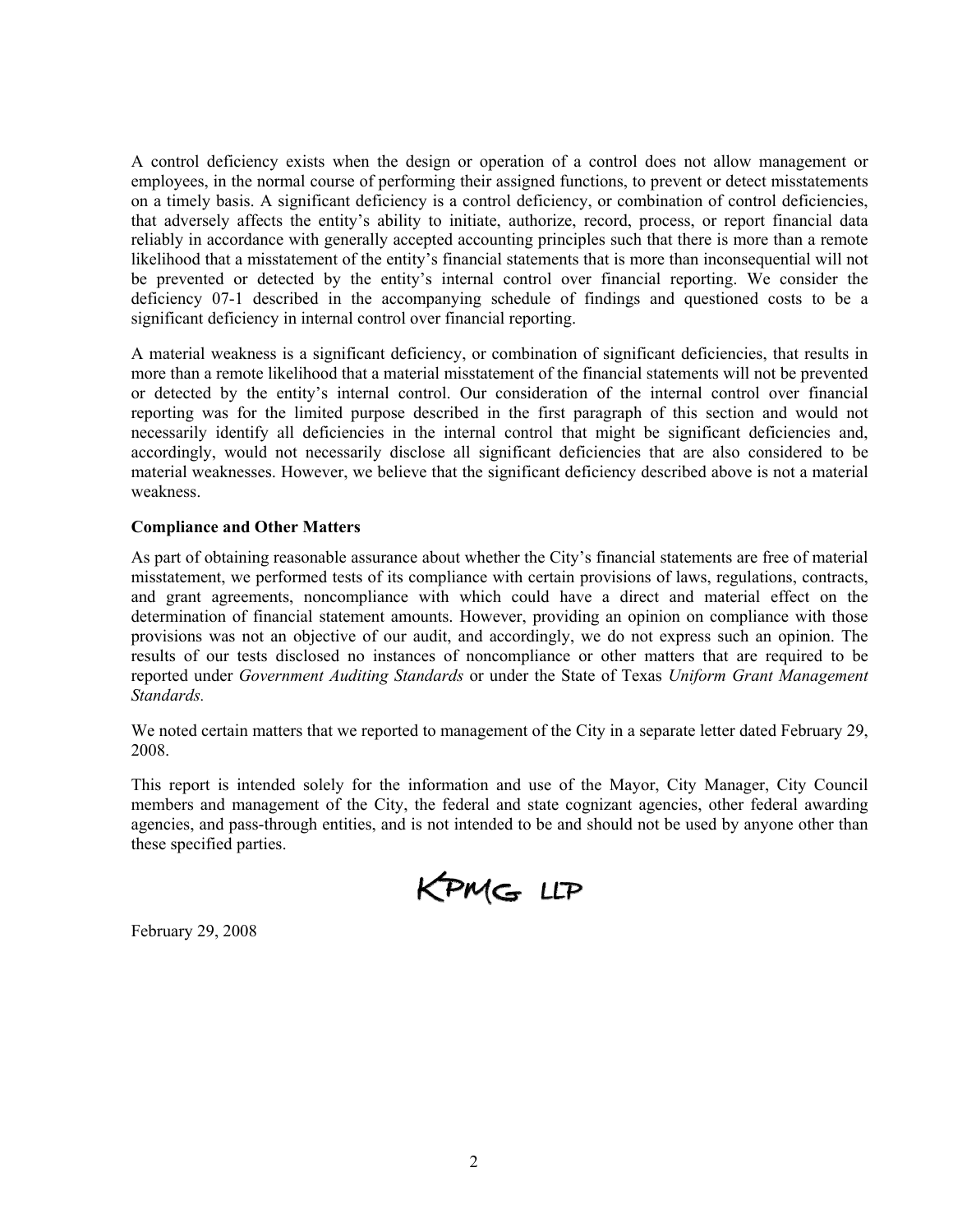A control deficiency exists when the design or operation of a control does not allow management or employees, in the normal course of performing their assigned functions, to prevent or detect misstatements on a timely basis. A significant deficiency is a control deficiency, or combination of control deficiencies, that adversely affects the entity's ability to initiate, authorize, record, process, or report financial data reliably in accordance with generally accepted accounting principles such that there is more than a remote likelihood that a misstatement of the entity's financial statements that is more than inconsequential will not be prevented or detected by the entity's internal control over financial reporting. We consider the deficiency 07-1 described in the accompanying schedule of findings and questioned costs to be a significant deficiency in internal control over financial reporting.

A material weakness is a significant deficiency, or combination of significant deficiencies, that results in more than a remote likelihood that a material misstatement of the financial statements will not be prevented or detected by the entity's internal control. Our consideration of the internal control over financial reporting was for the limited purpose described in the first paragraph of this section and would not necessarily identify all deficiencies in the internal control that might be significant deficiencies and, accordingly, would not necessarily disclose all significant deficiencies that are also considered to be material weaknesses. However, we believe that the significant deficiency described above is not a material weakness.

**Compliance and Other Matters**

As part of obtaining reasonable assurance about whether the City's financial statements are free of material misstatement, we performed tests of its compliance with certain provisions of laws, regulations, contracts, and grant agreements, noncompliance with which could have a direct and material effect on the determination of financial statement amounts. However, providing an opinion on compliance with those provisions was not an objective of our audit, and accordingly, we do not express such an opinion. The results of our tests disclosed no instances of noncompliance or other matters that are required to be reported under *Government Auditing Standards* or under the State of Texas *Uniform Grant Management Standards.*

We noted certain matters that we reported to management of the City in a separate letter dated February 29, 2008.

This report is intended solely for the information and use of the Mayor, City Manager, City Council members and management of the City, the federal and state cognizant agencies, other federal awarding agencies, and pass-through entities, and is not intended to be and should not be used by anyone other than these specified parties.

KPMG LLP

February 29, 2008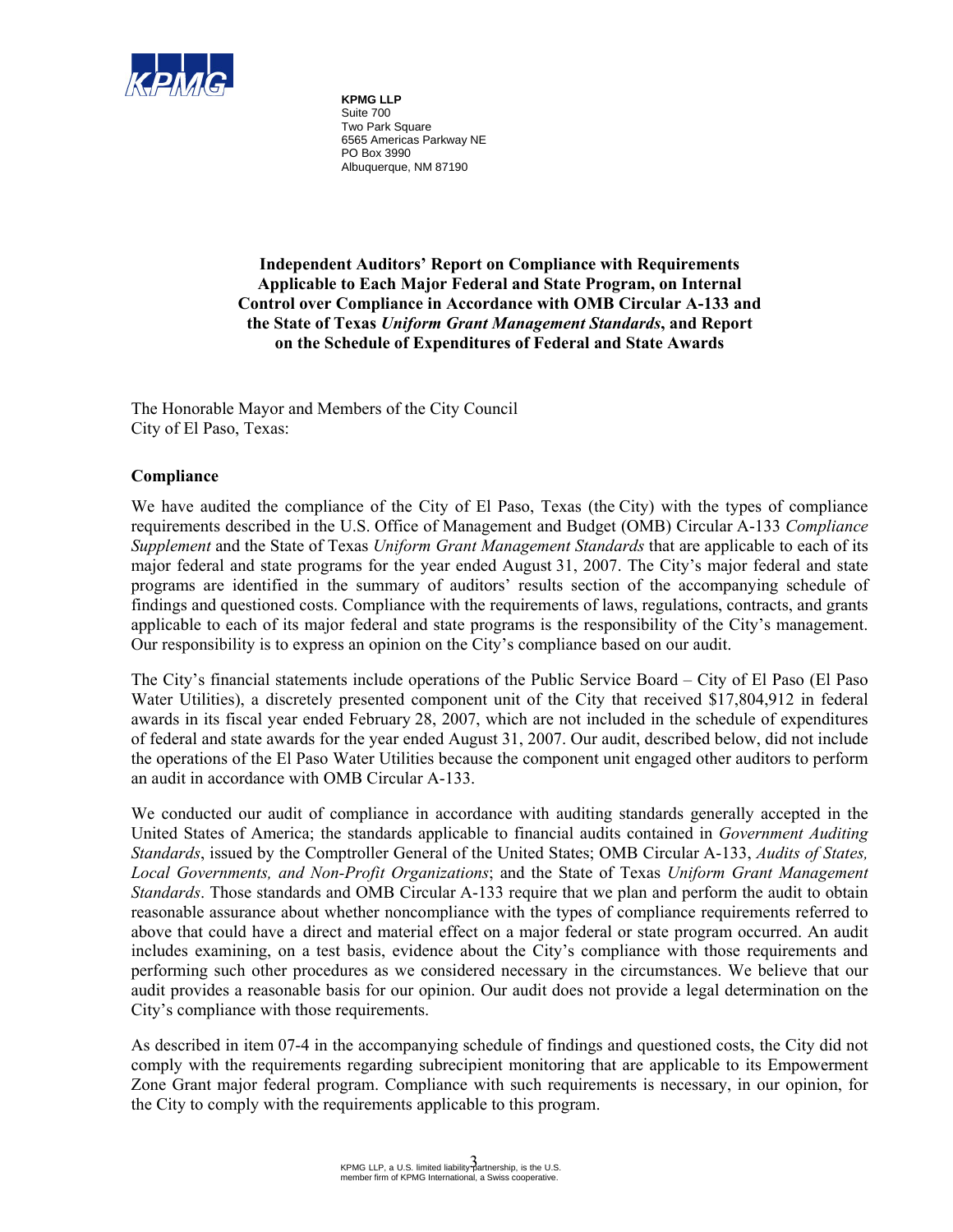KPMG LLP
Suite 700
Two Park Square
6565 Americas Parkway NE
PO Box 3990
Albuquerque, NM 87190

**Independent Auditors' Report on Compliance with Requirements Applicable to Each Major Federal and State Program, on Internal Control over Compliance in Accordance with OMB Circular A-133 and the State of Texas *Uniform Grant Management Standards*, and Report on the Schedule of Expenditures of Federal and State Awards**

The Honorable Mayor and Members of the City Council
City of El Paso, Texas:

## Compliance

We have audited the compliance of the City of El Paso, Texas (the City) with the types of compliance requirements described in the U.S. Office of Management and Budget (OMB) Circular A-133 *Compliance Supplement* and the State of Texas *Uniform Grant Management Standards* that are applicable to each of its major federal and state programs for the year ended August 31, 2007. The City's major federal and state programs are identified in the summary of auditors' results section of the accompanying schedule of findings and questioned costs. Compliance with the requirements of laws, regulations, contracts, and grants applicable to each of its major federal and state programs is the responsibility of the City's management. Our responsibility is to express an opinion on the City's compliance based on our audit.

The City's financial statements include operations of the Public Service Board – City of El Paso (El Paso Water Utilities), a discretely presented component unit of the City that received $17,804,912 in federal awards in its fiscal year ended February 28, 2007, which are not included in the schedule of expenditures of federal and state awards for the year ended August 31, 2007. Our audit, described below, did not include the operations of the El Paso Water Utilities because the component unit engaged other auditors to perform an audit in accordance with OMB Circular A-133.

We conducted our audit of compliance in accordance with auditing standards generally accepted in the United States of America; the standards applicable to financial audits contained in *Government Auditing Standards*, issued by the Comptroller General of the United States; OMB Circular A-133, *Audits of States, Local Governments, and Non-Profit Organizations*; and the State of Texas *Uniform Grant Management Standards*. Those standards and OMB Circular A-133 require that we plan and perform the audit to obtain reasonable assurance about whether noncompliance with the types of compliance requirements referred to above that could have a direct and material effect on a major federal or state program occurred. An audit includes examining, on a test basis, evidence about the City's compliance with those requirements and performing such other procedures as we considered necessary in the circumstances. We believe that our audit provides a reasonable basis for our opinion. Our audit does not provide a legal determination on the City's compliance with those requirements.

As described in item 07-4 in the accompanying schedule of findings and questioned costs, the City did not comply with the requirements regarding subrecipient monitoring that are applicable to its Empowerment Zone Grant major federal program. Compliance with such requirements is necessary, in our opinion, for the City to comply with the requirements applicable to this program.

KPMG LLP, a U.S. limited liability partnership, is the U.S. member firm of KPMG International, a Swiss cooperative.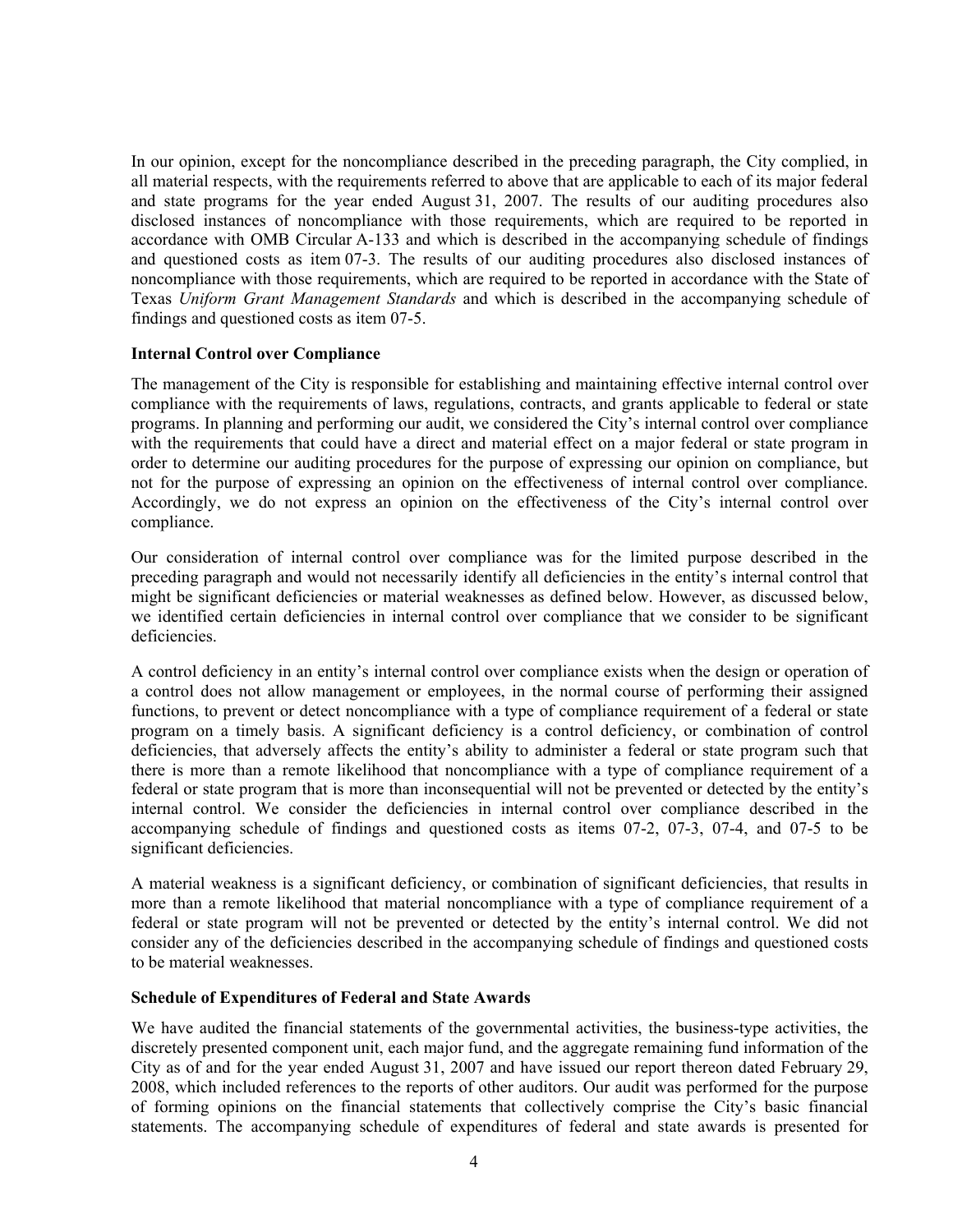In our opinion, except for the noncompliance described in the preceding paragraph, the City complied, in all material respects, with the requirements referred to above that are applicable to each of its major federal and state programs for the year ended August 31, 2007. The results of our auditing procedures also disclosed instances of noncompliance with those requirements, which are required to be reported in accordance with OMB Circular A-133 and which is described in the accompanying schedule of findings and questioned costs as item 07-3. The results of our auditing procedures also disclosed instances of noncompliance with those requirements, which are required to be reported in accordance with the State of Texas *Uniform Grant Management Standards* and which is described in the accompanying schedule of findings and questioned costs as item 07-5.

**Internal Control over Compliance**

The management of the City is responsible for establishing and maintaining effective internal control over compliance with the requirements of laws, regulations, contracts, and grants applicable to federal or state programs. In planning and performing our audit, we considered the City's internal control over compliance with the requirements that could have a direct and material effect on a major federal or state program in order to determine our auditing procedures for the purpose of expressing our opinion on compliance, but not for the purpose of expressing an opinion on the effectiveness of internal control over compliance. Accordingly, we do not express an opinion on the effectiveness of the City's internal control over compliance.

Our consideration of internal control over compliance was for the limited purpose described in the preceding paragraph and would not necessarily identify all deficiencies in the entity's internal control that might be significant deficiencies or material weaknesses as defined below. However, as discussed below, we identified certain deficiencies in internal control over compliance that we consider to be significant deficiencies.

A control deficiency in an entity's internal control over compliance exists when the design or operation of a control does not allow management or employees, in the normal course of performing their assigned functions, to prevent or detect noncompliance with a type of compliance requirement of a federal or state program on a timely basis. A significant deficiency is a control deficiency, or combination of control deficiencies, that adversely affects the entity's ability to administer a federal or state program such that there is more than a remote likelihood that noncompliance with a type of compliance requirement of a federal or state program that is more than inconsequential will not be prevented or detected by the entity's internal control. We consider the deficiencies in internal control over compliance described in the accompanying schedule of findings and questioned costs as items 07-2, 07-3, 07-4, and 07-5 to be significant deficiencies.

A material weakness is a significant deficiency, or combination of significant deficiencies, that results in more than a remote likelihood that material noncompliance with a type of compliance requirement of a federal or state program will not be prevented or detected by the entity's internal control. We did not consider any of the deficiencies described in the accompanying schedule of findings and questioned costs to be material weaknesses.

**Schedule of Expenditures of Federal and State Awards**

We have audited the financial statements of the governmental activities, the business-type activities, the discretely presented component unit, each major fund, and the aggregate remaining fund information of the City as of and for the year ended August 31, 2007 and have issued our report thereon dated February 29, 2008, which included references to the reports of other auditors. Our audit was performed for the purpose of forming opinions on the financial statements that collectively comprise the City's basic financial statements. The accompanying schedule of expenditures of federal and state awards is presented for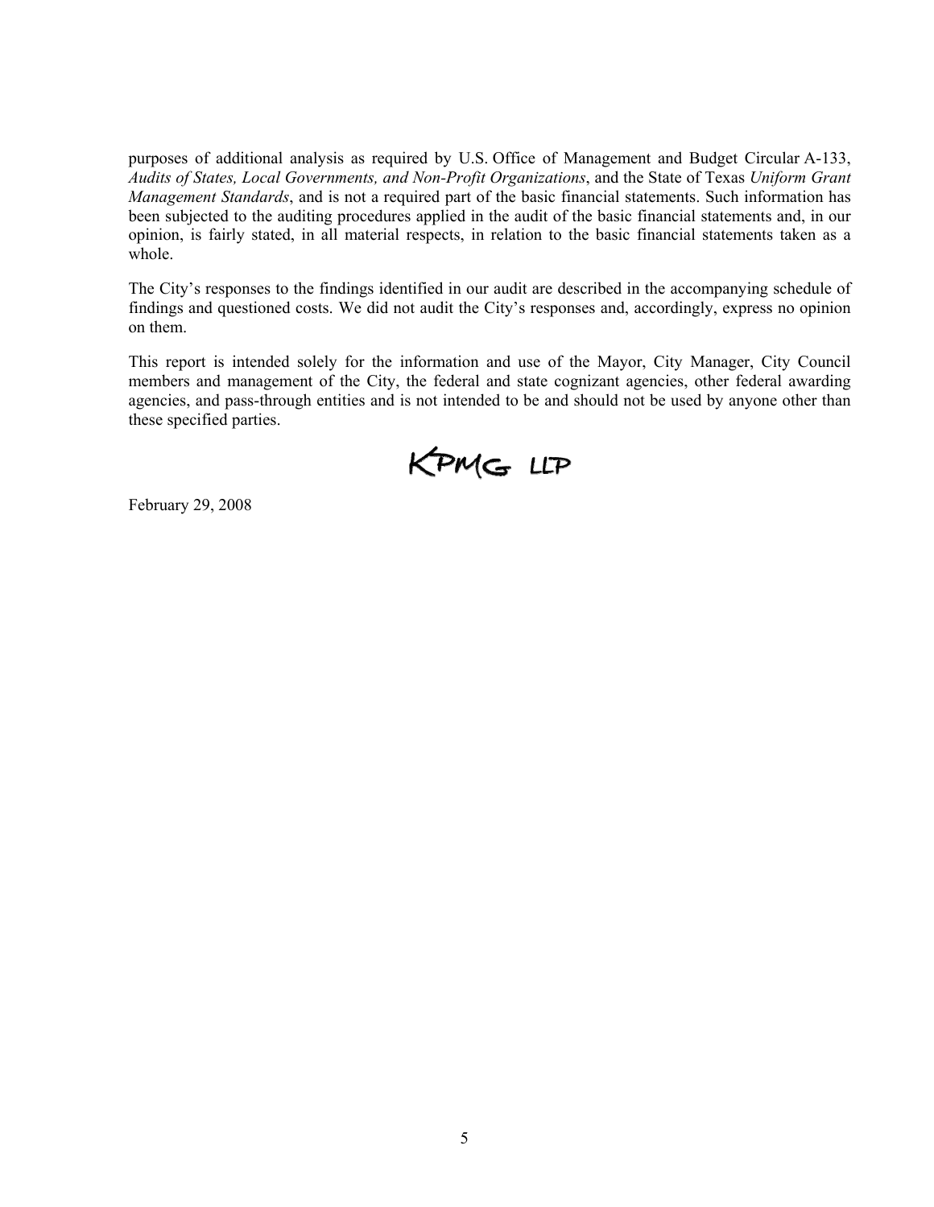purposes of additional analysis as required by U.S. Office of Management and Budget Circular A-133, *Audits of States, Local Governments, and Non-Profit Organizations*, and the State of Texas *Uniform Grant Management Standards*, and is not a required part of the basic financial statements. Such information has been subjected to the auditing procedures applied in the audit of the basic financial statements and, in our opinion, is fairly stated, in all material respects, in relation to the basic financial statements taken as a whole.

The City's responses to the findings identified in our audit are described in the accompanying schedule of findings and questioned costs. We did not audit the City's responses and, accordingly, express no opinion on them.

This report is intended solely for the information and use of the Mayor, City Manager, City Council members and management of the City, the federal and state cognizant agencies, other federal awarding agencies, and pass-through entities and is not intended to be and should not be used by anyone other than these specified parties.

KPMG LLP

February 29, 2008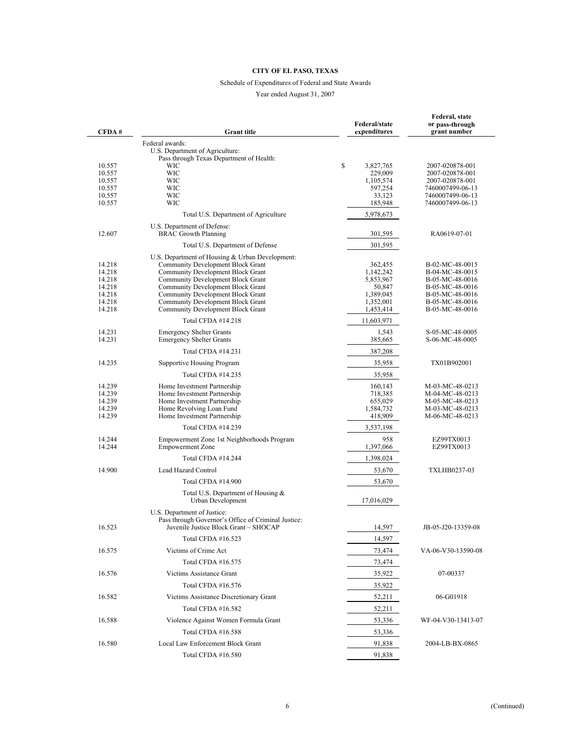# CITY OF EL PASO, TEXAS

Schedule of Expenditures of Federal and State Awards

Year ended August 31, 2007

| CFDA # | Grant title | Federal/state expenditures | Federal, state or pass-through grant number |
|---|---|---|---|
| | Federal awards: | | |
| | U.S. Department of Agriculture: | | |
| | Pass through Texas Department of Health: | | |
| 10.557 | WIC | $ 3,827,765 | 2007-020878-001 |
| 10.557 | WIC | 229,009 | 2007-020878-001 |
| 10.557 | WIC | 1,105,574 | 2007-020878-001 |
| 10.557 | WIC | 597,254 | 7460007499-06-13 |
| 10.557 | WIC | 33,123 | 7460007499-06-13 |
| 10.557 | WIC | 185,948 | 7460007499-06-13 |
| | Total U.S. Department of Agriculture | 5,978,673 | |
| | U.S. Department of Defense: | | |
| 12.607 | BRAC Growth Planning | 301,595 | RA0619-07-01 |
| | Total U.S. Department of Defense | 301,595 | |
| | U.S. Department of Housing & Urban Development: | | |
| 14.218 | Community Development Block Grant | 362,455 | B-02-MC-48-0015 |
| 14.218 | Community Development Block Grant | 1,142,242 | B-04-MC-48-0015 |
| 14.218 | Community Development Block Grant | 5,853,967 | B-05-MC-48-0016 |
| 14.218 | Community Development Block Grant | 50,847 | B-05-MC-48-0016 |
| 14.218 | Community Development Block Grant | 1,389,045 | B-05-MC-48-0016 |
| 14.218 | Community Development Block Grant | 1,352,001 | B-05-MC-48-0016 |
| 14.218 | Community Development Block Grant | 1,453,414 | B-05-MC-48-0016 |
| | Total CFDA #14.218 | 11,603,971 | |
| 14.231 | Emergency Shelter Grants | 1,543 | S-05-MC-48-0005 |
| 14.231 | Emergency Shelter Grants | 385,665 | S-06-MC-48-0005 |
| | Total CFDA #14.231 | 387,208 | |
| 14.235 | Supportive Housing Program | 35,958 | TX01B902001 |
| | Total CFDA #14.235 | 35,958 | |
| 14.239 | Home Investment Partnership | 160,143 | M-03-MC-48-0213 |
| 14.239 | Home Investment Partnership | 718,385 | M-04-MC-48-0213 |
| 14.239 | Home Investment Partnership | 655,029 | M-05-MC-48-0213 |
| 14.239 | Home Revolving Loan Fund | 1,584,732 | M-03-MC-48-0213 |
| 14.239 | Home Investment Partnership | 418,909 | M-06-MC-48-0213 |
| | Total CFDA #14.239 | 3,537,198 | |
| 14.244 | Empowerment Zone 1st Neighborhoods Program | 958 | EZ99TX0013 |
| 14.244 | Empowerment Zone | 1,397,066 | EZ99TX0013 |
| | Total CFDA #14.244 | 1,398,024 | |
| 14.900 | Lead Hazard Control | 53,670 | TXLHB0237-03 |
| | Total CFDA #14.900 | 53,670 | |
| | Total U.S. Department of Housing & Urban Development | 17,016,029 | |
| | U.S. Department of Justice: | | |
| | Pass through Governor's Office of Criminal Justice: | | |
| 16.523 | Juvenile Justice Block Grant – SHOCAP | 14,597 | JB-05-J20-13359-08 |
| | Total CFDA #16.523 | 14,597 | |
| 16.575 | Victims of Crime Act | 73,474 | VA-06-V30-13590-08 |
| | Total CFDA #16.575 | 73,474 | |
| 16.576 | Victims Assistance Grant | 35,922 | 07-00337 |
| | Total CFDA #16.576 | 35,922 | |
| 16.582 | Victims Assistance Discretionary Grant | 52,211 | 06-G01918 |
| | Total CFDA #16.582 | 52,211 | |
| 16.588 | Violence Against Women Formula Grant | 53,336 | WF-04-V30-13413-07 |
| | Total CFDA #16.588 | 53,336 | |
| 16.580 | Local Law Enforcement Block Grant | 91,838 | 2004-LB-BX-0865 |
| | Total CFDA #16.580 | 91,838 | |

(Continued)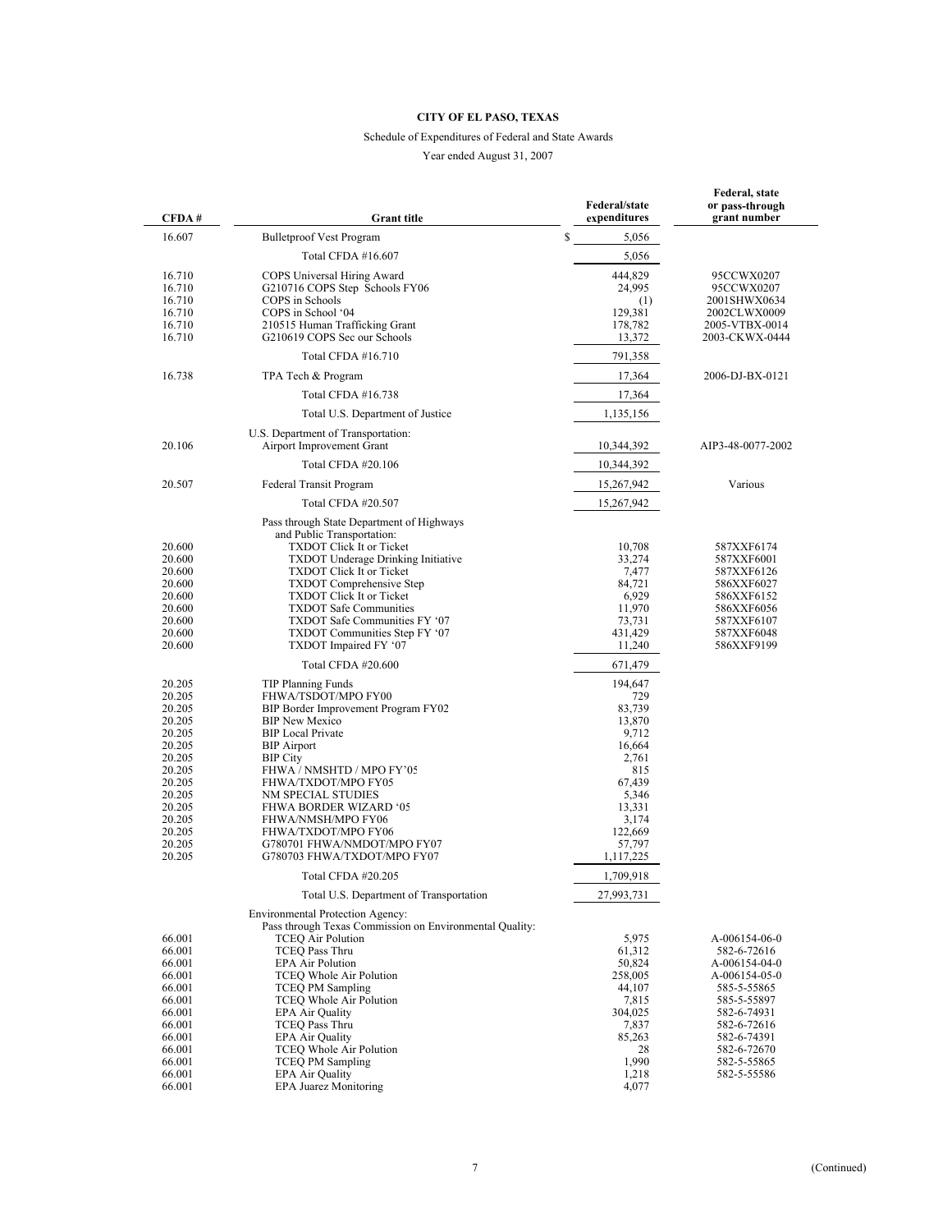**CITY OF EL PASO, TEXAS**

Schedule of Expenditures of Federal and State Awards

Year ended August 31, 2007

| CFDA # | Grant title | Federal/state expenditures | Federal, state or pass-through grant number |
|---|---|---|---|
| 16.607 | Bulletproof Vest Program | $ 5,056 | |
| | Total CFDA #16.607 | 5,056 | |
| 16.710 | COPS Universal Hiring Award | 444,829 | 95CCWX0207 |
| 16.710 | G210716 COPS Step Schools FY06 | 24,995 | 95CCWX0207 |
| 16.710 | COPS in Schools | (1) | 2001SHWX0634 |
| 16.710 | COPS in School '04 | 129,381 | 2002CLWX0009 |
| 16.710 | 210515 Human Trafficking Grant | 178,782 | 2005-VTBX-0014 |
| 16.710 | G210619 COPS Sec our Schools | 13,372 | 2003-CKWX-0444 |
| | Total CFDA #16.710 | 791,358 | |
| 16.738 | TPA Tech & Program | 17,364 | 2006-DJ-BX-0121 |
| | Total CFDA #16.738 | 17,364 | |
| | Total U.S. Department of Justice | 1,135,156 | |
| | U.S. Department of Transportation: | | |
| 20.106 | Airport Improvement Grant | 10,344,392 | AIP3-48-0077-2002 |
| | Total CFDA #20.106 | 10,344,392 | |
| 20.507 | Federal Transit Program | 15,267,942 | Various |
| | Total CFDA #20.507 | 15,267,942 | |
| | Pass through State Department of Highways and Public Transportation: | | |
| 20.600 | TXDOT Click It or Ticket | 10,708 | 587XXF6174 |
| 20.600 | TXDOT Underage Drinking Initiative | 33,274 | 587XXF6001 |
| 20.600 | TXDOT Click It or Ticket | 7,477 | 587XXF6126 |
| 20.600 | TXDOT Comprehensive Step | 84,721 | 586XXF6027 |
| 20.600 | TXDOT Click It or Ticket | 6,929 | 586XXF6152 |
| 20.600 | TXDOT Safe Communities | 11,970 | 586XXF6056 |
| 20.600 | TXDOT Safe Communities FY '07 | 73,731 | 587XXF6107 |
| 20.600 | TXDOT Communities Step FY '07 | 431,429 | 587XXF6048 |
| 20.600 | TXDOT Impaired FY '07 | 11,240 | 586XXF9199 |
| | Total CFDA #20.600 | 671,479 | |
| 20.205 | TIP Planning Funds | 194,647 | |
| 20.205 | FHWA/TSDOT/MPO FY00 | 729 | |
| 20.205 | BIP Border Improvement Program FY02 | 83,739 | |
| 20.205 | BIP New Mexico | 13,870 | |
| 20.205 | BIP Local Private | 9,712 | |
| 20.205 | BIP Airport | 16,664 | |
| 20.205 | BIP City | 2,761 | |
| 20.205 | FHWA / NMSHTD / MPO FY'05 | 815 | |
| 20.205 | FHWA/TXDOT/MPO FY05 | 67,439 | |
| 20.205 | NM SPECIAL STUDIES | 5,346 | |
| 20.205 | FHWA BORDER WIZARD '05 | 13,331 | |
| 20.205 | FHWA/NMSH/MPO FY06 | 3,174 | |
| 20.205 | FHWA/TXDOT/MPO FY06 | 122,669 | |
| 20.205 | G780701 FHWA/NMDOT/MPO FY07 | 57,797 | |
| 20.205 | G780703 FHWA/TXDOT/MPO FY07 | 1,117,225 | |
| | Total CFDA #20.205 | 1,709,918 | |
| | Total U.S. Department of Transportation | 27,993,731 | |
| | Environmental Protection Agency: | | |
| | Pass through Texas Commission on Environmental Quality: | | |
| 66.001 | TCEQ Air Polution | 5,975 | A-006154-06-0 |
| 66.001 | TCEQ Pass Thru | 61,312 | 582-6-72616 |
| 66.001 | EPA Air Polution | 50,824 | A-006154-04-0 |
| 66.001 | TCEQ Whole Air Polution | 258,005 | A-006154-05-0 |
| 66.001 | TCEQ PM Sampling | 44,107 | 585-5-55865 |
| 66.001 | TCEQ Whole Air Polution | 7,815 | 585-5-55897 |
| 66.001 | EPA Air Quality | 304,025 | 582-6-74931 |
| 66.001 | TCEQ Pass Thru | 7,837 | 582-6-72616 |
| 66.001 | EPA Air Quality | 85,263 | 582-6-74391 |
| 66.001 | TCEQ Whole Air Polution | 28 | 582-6-72670 |
| 66.001 | TCEQ PM Sampling | 1,990 | 582-5-55865 |
| 66.001 | EPA Air Quality | 1,218 | 582-5-55586 |
| 66.001 | EPA Juarez Monitoring | 4,077 | |

(Continued)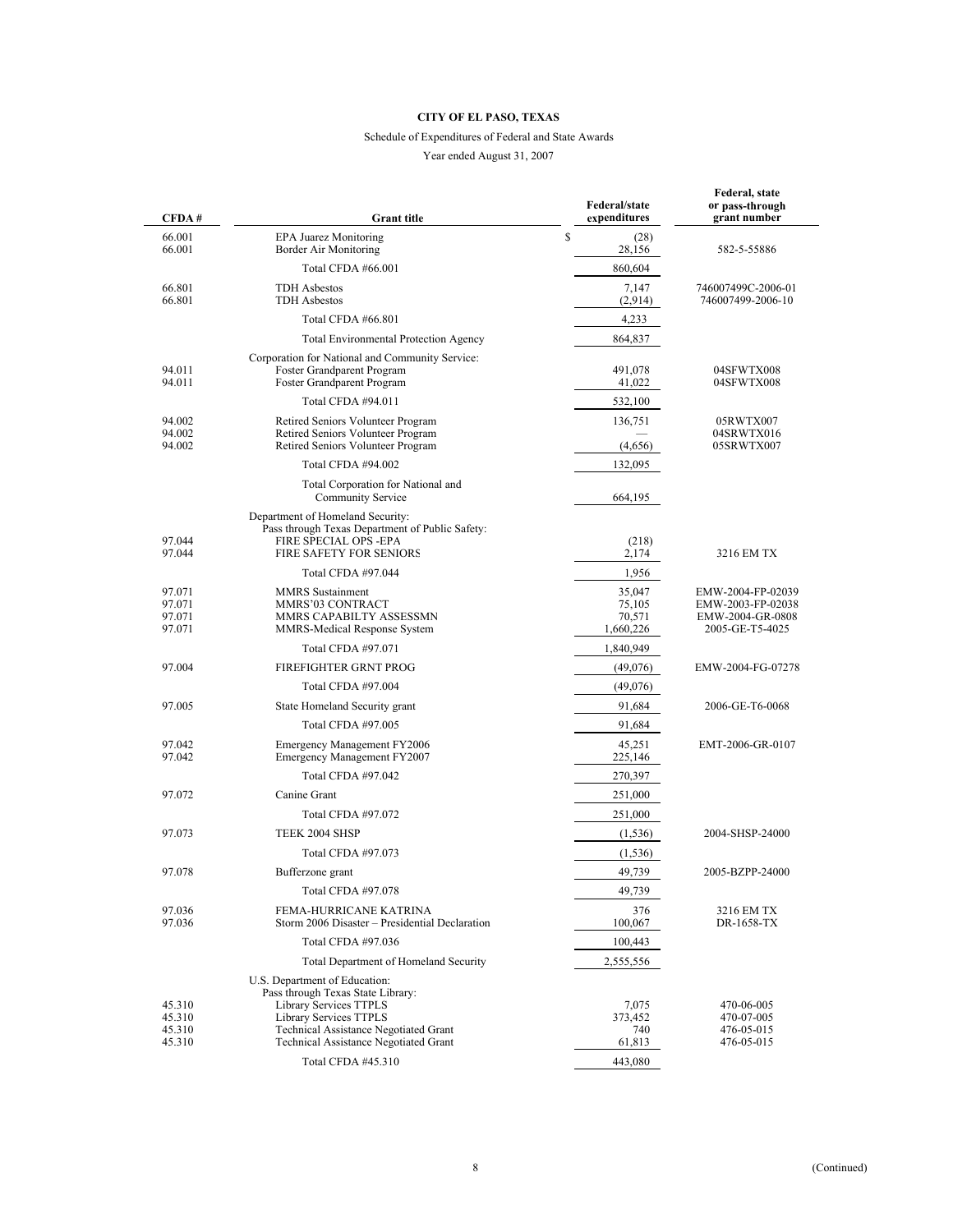**CITY OF EL PASO, TEXAS**

Schedule of Expenditures of Federal and State Awards

Year ended August 31, 2007

| CFDA # | Grant title | Federal/state expenditures | Federal, state or pass-through grant number |
|---|---|---|---|
| 66.001 | EPA Juarez Monitoring | $ (28) | |
| 66.001 | Border Air Monitoring | 28,156 | 582-5-55886 |
| | Total CFDA #66.001 | 860,604 | |
| 66.801 | TDH Asbestos | 7,147 | 746007499C-2006-01 |
| 66.801 | TDH Asbestos | (2,914) | 746007499-2006-10 |
| | Total CFDA #66.801 | 4,233 | |
| | Total Environmental Protection Agency | 864,837 | |
| | Corporation for National and Community Service: | | |
| 94.011 | Foster Grandparent Program | 491,078 | 04SFWTX008 |
| 94.011 | Foster Grandparent Program | 41,022 | 04SFWTX008 |
| | Total CFDA #94.011 | 532,100 | |
| 94.002 | Retired Seniors Volunteer Program | 136,751 | 05RWTX007 |
| 94.002 | Retired Seniors Volunteer Program | — | 04SRWTX016 |
| 94.002 | Retired Seniors Volunteer Program | (4,656) | 05SRWTX007 |
| | Total CFDA #94.002 | 132,095 | |
| | Total Corporation for National and Community Service | 664,195 | |
| | Department of Homeland Security: | | |
| | Pass through Texas Department of Public Safety: | | |
| 97.044 | FIRE SPECIAL OPS -EPA | (218) | |
| 97.044 | FIRE SAFETY FOR SENIORS | 2,174 | 3216 EM TX |
| | Total CFDA #97.044 | 1,956 | |
| 97.071 | MMRS Sustainment | 35,047 | EMW-2004-FP-02039 |
| 97.071 | MMRS'03 CONTRACT | 75,105 | EMW-2003-FP-02038 |
| 97.071 | MMRS CAPABILTY ASSESSMN | 70,571 | EMW-2004-GR-0808 |
| 97.071 | MMRS-Medical Response System | 1,660,226 | 2005-GE-T5-4025 |
| | Total CFDA #97.071 | 1,840,949 | |
| 97.004 | FIREFIGHTER GRNT PROG | (49,076) | EMW-2004-FG-07278 |
| | Total CFDA #97.004 | (49,076) | |
| 97.005 | State Homeland Security grant | 91,684 | 2006-GE-T6-0068 |
| | Total CFDA #97.005 | 91,684 | |
| 97.042 | Emergency Management FY2006 | 45,251 | EMT-2006-GR-0107 |
| 97.042 | Emergency Management FY2007 | 225,146 | |
| | Total CFDA #97.042 | 270,397 | |
| 97.072 | Canine Grant | 251,000 | |
| | Total CFDA #97.072 | 251,000 | |
| 97.073 | TEEK 2004 SHSP | (1,536) | 2004-SHSP-24000 |
| | Total CFDA #97.073 | (1,536) | |
| 97.078 | Bufferzone grant | 49,739 | 2005-BZPP-24000 |
| | Total CFDA #97.078 | 49,739 | |
| 97.036 | FEMA-HURRICANE KATRINA | 376 | 3216 EM TX |
| 97.036 | Storm 2006 Disaster – Presidential Declaration | 100,067 | DR-1658-TX |
| | Total CFDA #97.036 | 100,443 | |
| | Total Department of Homeland Security | 2,555,556 | |
| | U.S. Department of Education: | | |
| | Pass through Texas State Library: | | |
| 45.310 | Library Services TTPLS | 7,075 | 470-06-005 |
| 45.310 | Library Services TTPLS | 373,452 | 470-07-005 |
| 45.310 | Technical Assistance Negotiated Grant | 740 | 476-05-015 |
| 45.310 | Technical Assistance Negotiated Grant | 61,813 | 476-05-015 |
| | Total CFDA #45.310 | 443,080 | |

(Continued)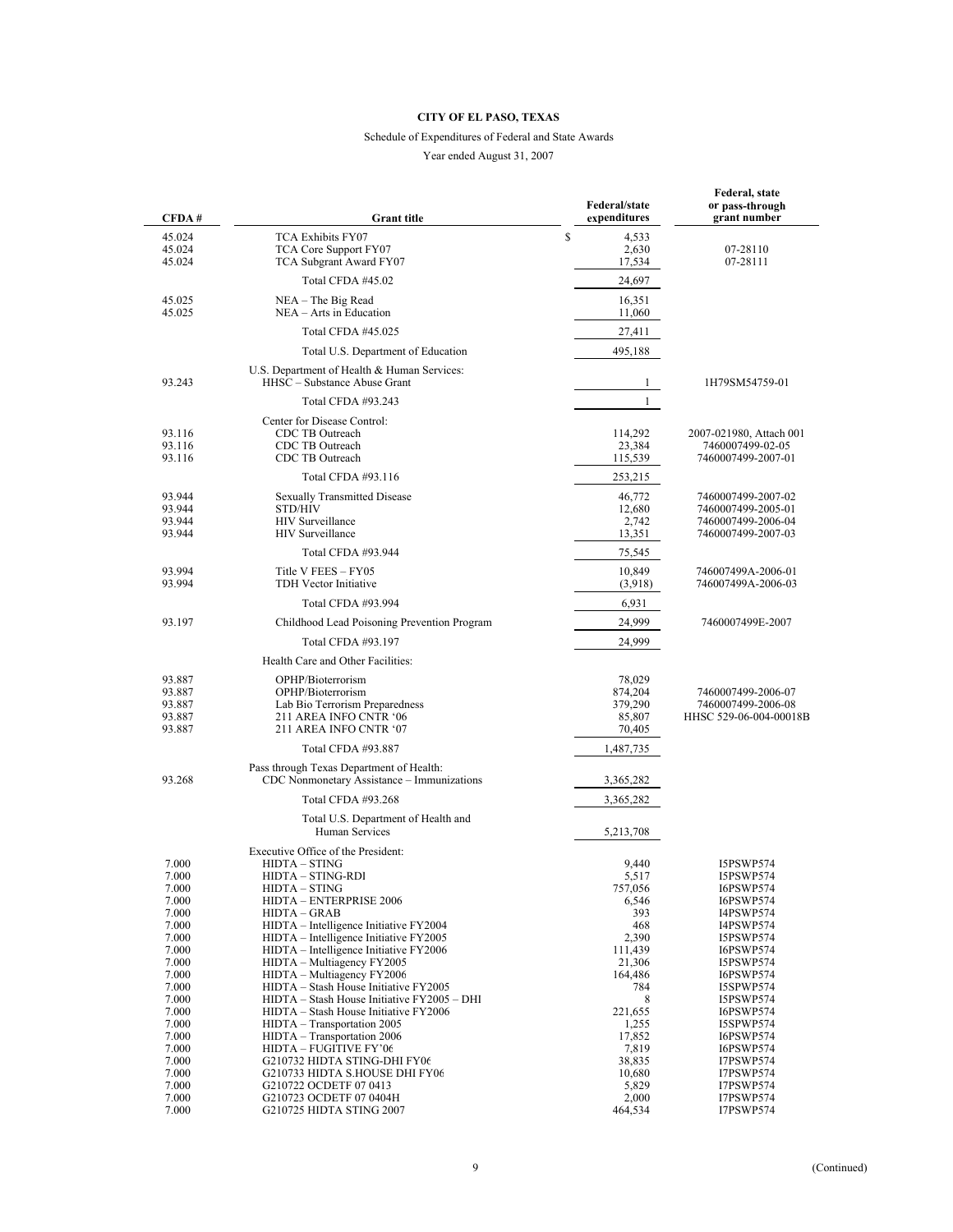**CITY OF EL PASO, TEXAS**

Schedule of Expenditures of Federal and State Awards

Year ended August 31, 2007

| CFDA # | Grant title | Federal/state expenditures | Federal, state or pass-through grant number |
|---|---|---|---|
| 45.024 | TCA Exhibits FY07 | $ 4,533 | |
| 45.024 | TCA Core Support FY07 | 2,630 | 07-28110 |
| 45.024 | TCA Subgrant Award FY07 | 17,534 | 07-28111 |
| | Total CFDA #45.02 | 24,697 | |
| 45.025 | NEA – The Big Read | 16,351 | |
| 45.025 | NEA – Arts in Education | 11,060 | |
| | Total CFDA #45.025 | 27,411 | |
| | Total U.S. Department of Education | 495,188 | |
| | U.S. Department of Health & Human Services: | | |
| 93.243 | HHSC – Substance Abuse Grant | 1 | 1H79SM54759-01 |
| | Total CFDA #93.243 | 1 | |
| | Center for Disease Control: | | |
| 93.116 | CDC TB Outreach | 114,292 | 2007-021980, Attach 001 |
| 93.116 | CDC TB Outreach | 23,384 | 7460007499-02-05 |
| 93.116 | CDC TB Outreach | 115,539 | 7460007499-2007-01 |
| | Total CFDA #93.116 | 253,215 | |
| 93.944 | Sexually Transmitted Disease | 46,772 | 7460007499-2007-02 |
| 93.944 | STD/HIV | 12,680 | 7460007499-2005-01 |
| 93.944 | HIV Surveillance | 2,742 | 7460007499-2006-04 |
| 93.944 | HIV Surveillance | 13,351 | 7460007499-2007-03 |
| | Total CFDA #93.944 | 75,545 | |
| 93.994 | Title V FEES – FY05 | 10,849 | 746007499A-2006-01 |
| 93.994 | TDH Vector Initiative | (3,918) | 746007499A-2006-03 |
| | Total CFDA #93.994 | 6,931 | |
| 93.197 | Childhood Lead Poisoning Prevention Program | 24,999 | 7460007499E-2007 |
| | Total CFDA #93.197 | 24,999 | |
| | Health Care and Other Facilities: | | |
| 93.887 | OPHP/Bioterrorism | 78,029 | |
| 93.887 | OPHP/Bioterrorism | 874,204 | 7460007499-2006-07 |
| 93.887 | Lab Bio Terrorism Preparedness | 379,290 | 7460007499-2006-08 |
| 93.887 | 211 AREA INFO CNTR '06 | 85,807 | HHSC 529-06-004-00018B |
| 93.887 | 211 AREA INFO CNTR '07 | 70,405 | |
| | Total CFDA #93.887 | 1,487,735 | |
| | Pass through Texas Department of Health: | | |
| 93.268 | CDC Nonmonetary Assistance – Immunizations | 3,365,282 | |
| | Total CFDA #93.268 | 3,365,282 | |
| | Total U.S. Department of Health and Human Services | 5,213,708 | |
| | Executive Office of the President: | | |
| 7.000 | HIDTA – STING | 9,440 | I5PSWP574 |
| 7.000 | HIDTA – STING-RDI | 5,517 | I5PSWP574 |
| 7.000 | HIDTA – STING | 757,056 | I6PSWP574 |
| 7.000 | HIDTA – ENTERPRISE 2006 | 6,546 | I6PSWP574 |
| 7.000 | HIDTA – GRAB | 393 | I4PSWP574 |
| 7.000 | HIDTA – Intelligence Initiative FY2004 | 468 | I4PSWP574 |
| 7.000 | HIDTA – Intelligence Initiative FY2005 | 2,390 | I5PSWP574 |
| 7.000 | HIDTA – Intelligence Initiative FY2006 | 111,439 | I6PSWP574 |
| 7.000 | HIDTA – Multiagency FY2005 | 21,306 | I5PSWP574 |
| 7.000 | HIDTA – Multiagency FY2006 | 164,486 | I6PSWP574 |
| 7.000 | HIDTA – Stash House Initiative FY2005 | 784 | I5SPWP574 |
| 7.000 | HIDTA – Stash House Initiative FY2005 – DHI | 8 | I5PSWP574 |
| 7.000 | HIDTA – Stash House Initiative FY2006 | 221,655 | I6PSWP574 |
| 7.000 | HIDTA – Transportation 2005 | 1,255 | I5SPWP574 |
| 7.000 | HIDTA – Transportation 2006 | 17,852 | I6PSWP574 |
| 7.000 | HIDTA – FUGITIVE FY'06 | 7,819 | I6PSWP574 |
| 7.000 | G210732 HIDTA STING-DHI FY06 | 38,835 | I7PSWP574 |
| 7.000 | G210733 HIDTA S.HOUSE DHI FY06 | 10,680 | I7PSWP574 |
| 7.000 | G210722 OCDETF 07 0413 | 5,829 | I7PSWP574 |
| 7.000 | G210723 OCDETF 07 0404H | 2,000 | I7PSWP574 |
| 7.000 | G210725 HIDTA STING 2007 | 464,534 | I7PSWP574 |

(Continued)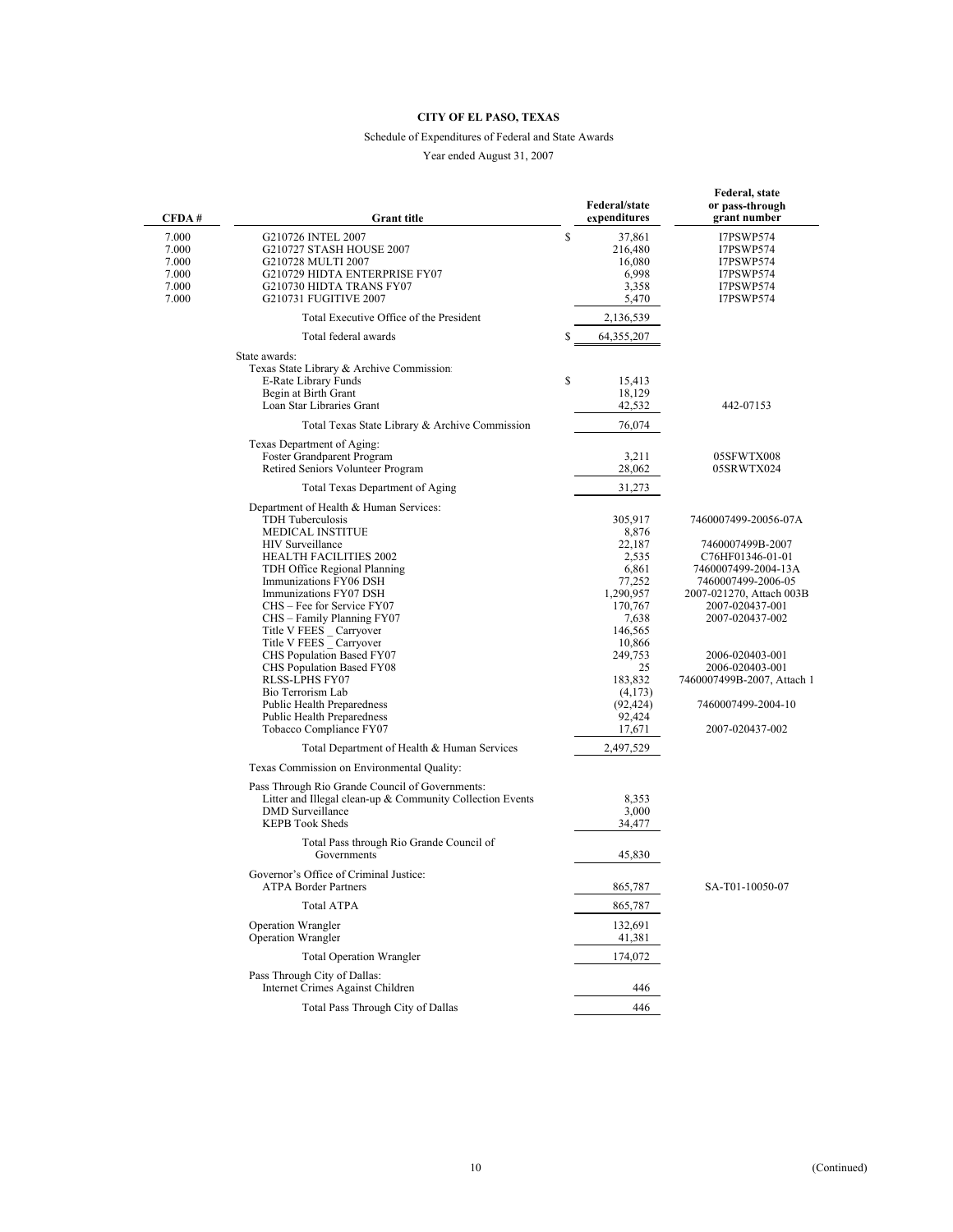**CITY OF EL PASO, TEXAS**

Schedule of Expenditures of Federal and State Awards

Year ended August 31, 2007

| CFDA # | Grant title | Federal/state expenditures | Federal, state or pass-through grant number |
|---|---|---|---|
| 7.000 | G210726 INTEL 2007 | $ 37,861 | I7PSWP574 |
| 7.000 | G210727 STASH HOUSE 2007 | 216,480 | I7PSWP574 |
| 7.000 | G210728 MULTI 2007 | 16,080 | I7PSWP574 |
| 7.000 | G210729 HIDTA ENTERPRISE FY07 | 6,998 | I7PSWP574 |
| 7.000 | G210730 HIDTA TRANS FY07 | 3,358 | I7PSWP574 |
| 7.000 | G210731 FUGITIVE 2007 | 5,470 | I7PSWP574 |
| | Total Executive Office of the President | 2,136,539 | |
| | Total federal awards | $ 64,355,207 | |
| | State awards: | | |
| | Texas State Library & Archive Commission: | | |
| | E-Rate Library Funds | $ 15,413 | |
| | Begin at Birth Grant | 18,129 | |
| | Loan Star Libraries Grant | 42,532 | 442-07153 |
| | Total Texas State Library & Archive Commission | 76,074 | |
| | Texas Department of Aging: | | |
| | Foster Grandparent Program | 3,211 | 05SFWTX008 |
| | Retired Seniors Volunteer Program | 28,062 | 05SRWTX024 |
| | Total Texas Department of Aging | 31,273 | |
| | Department of Health & Human Services: | | |
| | TDH Tuberculosis | 305,917 | 7460007499-20056-07A |
| | MEDICAL INSTITUE | 8,876 | |
| | HIV Surveillance | 22,187 | 7460007499B-2007 |
| | HEALTH FACILITIES 2002 | 2,535 | C76HF01346-01-01 |
| | TDH Office Regional Planning | 6,861 | 7460007499-2004-13A |
| | Immunizations FY06 DSH | 77,252 | 7460007499-2006-05 |
| | Immunizations FY07 DSH | 1,290,957 | 2007-021270, Attach 003B |
| | CHS – Fee for Service FY07 | 170,767 | 2007-020437-001 |
| | CHS – Family Planning FY07 | 7,638 | 2007-020437-002 |
| | Title V FEES _ Carryover | 146,565 | |
| | Title V FEES _ Carryover | 10,866 | |
| | CHS Population Based FY07 | 249,753 | 2006-020403-001 |
| | CHS Population Based FY08 | 25 | 2006-020403-001 |
| | RLSS-LPHS FY07 | 183,832 | 7460007499B-2007, Attach 1 |
| | Bio Terrorism Lab | (4,173) | |
| | Public Health Preparedness | (92,424) | 7460007499-2004-10 |
| | Public Health Preparedness | 92,424 | |
| | Tobacco Compliance FY07 | 17,671 | 2007-020437-002 |
| | Total Department of Health & Human Services | 2,497,529 | |
| | Texas Commission on Environmental Quality: | | |
| | Pass Through Rio Grande Council of Governments: | | |
| | Litter and Illegal clean-up & Community Collection Events | 8,353 | |
| | DMD Surveillance | 3,000 | |
| | KEPB Took Sheds | 34,477 | |
| | Total Pass through Rio Grande Council of Governments | 45,830 | |
| | Governor's Office of Criminal Justice: | | |
| | ATPA Border Partners | 865,787 | SA-T01-10050-07 |
| | Total ATPA | 865,787 | |
| | Operation Wrangler | 132,691 | |
| | Operation Wrangler | 41,381 | |
| | Total Operation Wrangler | 174,072 | |
| | Pass Through City of Dallas: | | |
| | Internet Crimes Against Children | 446 | |
| | Total Pass Through City of Dallas | 446 | |

(Continued)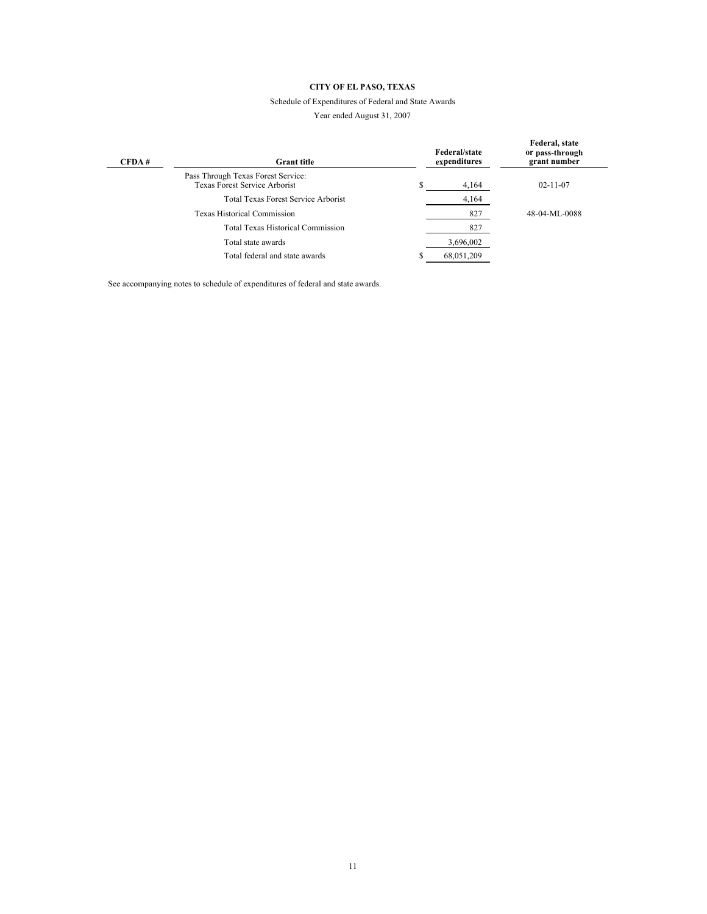**CITY OF EL PASO, TEXAS**

Schedule of Expenditures of Federal and State Awards

Year ended August 31, 2007

| CFDA # | Grant title | Federal/state expenditures | Federal, state or pass-through grant number |
|---|---|---|---|
| | Pass Through Texas Forest Service: | | |
| | Texas Forest Service Arborist | $ 4,164 | 02-11-07 |
| | Total Texas Forest Service Arborist | 4,164 | |
| | Texas Historical Commission | 827 | 48-04-ML-0088 |
| | Total Texas Historical Commission | 827 | |
| | Total state awards | 3,696,002 | |
| | Total federal and state awards | $ 68,051,209 | |

See accompanying notes to schedule of expenditures of federal and state awards.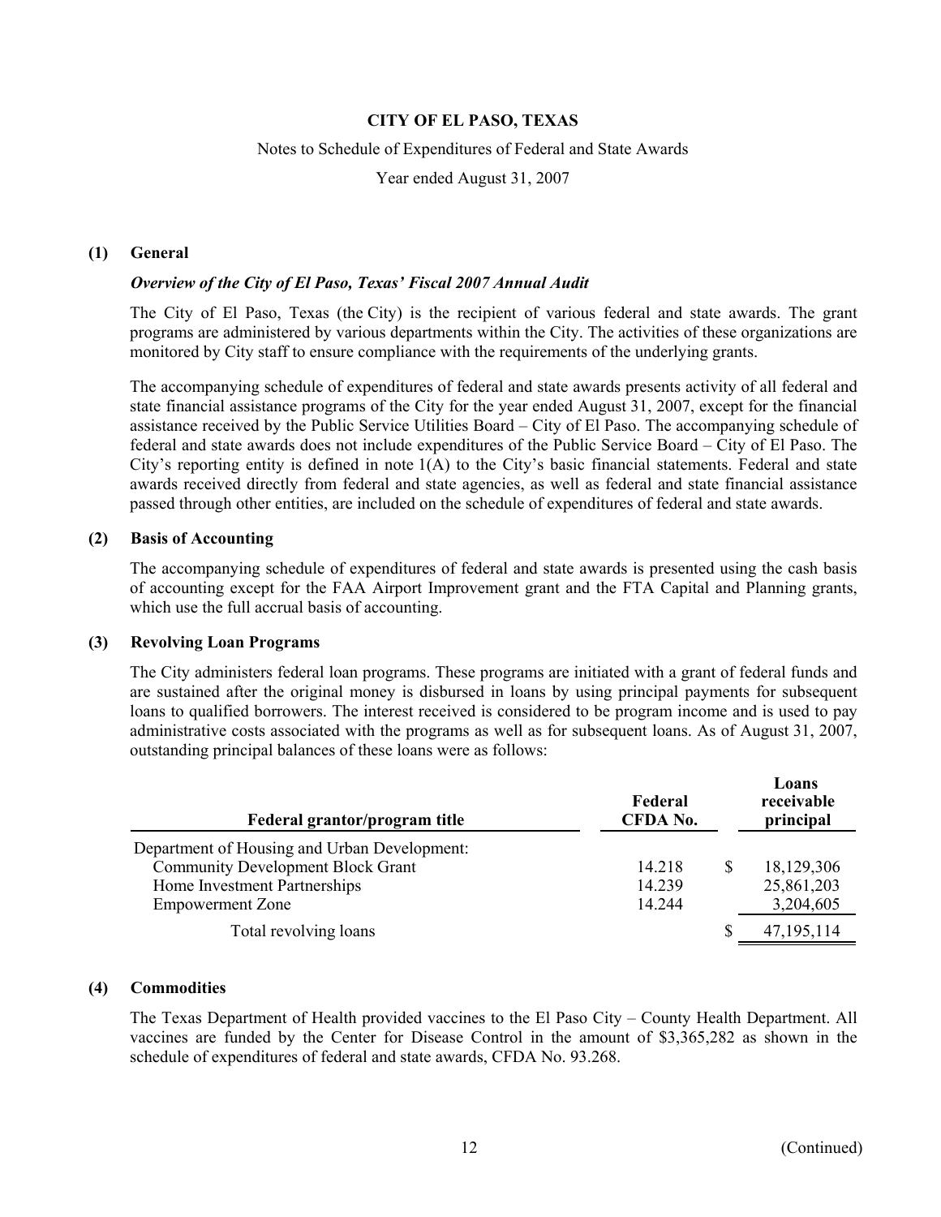# CITY OF EL PASO, TEXAS

Notes to Schedule of Expenditures of Federal and State Awards

Year ended August 31, 2007

## (1) General

***Overview of the City of El Paso, Texas' Fiscal 2007 Annual Audit***

The City of El Paso, Texas (the City) is the recipient of various federal and state awards. The grant programs are administered by various departments within the City. The activities of these organizations are monitored by City staff to ensure compliance with the requirements of the underlying grants.

The accompanying schedule of expenditures of federal and state awards presents activity of all federal and state financial assistance programs of the City for the year ended August 31, 2007, except for the financial assistance received by the Public Service Utilities Board – City of El Paso. The accompanying schedule of federal and state awards does not include expenditures of the Public Service Board – City of El Paso. The City's reporting entity is defined in note 1(A) to the City's basic financial statements. Federal and state awards received directly from federal and state agencies, as well as federal and state financial assistance passed through other entities, are included on the schedule of expenditures of federal and state awards.

## (2) Basis of Accounting

The accompanying schedule of expenditures of federal and state awards is presented using the cash basis of accounting except for the FAA Airport Improvement grant and the FTA Capital and Planning grants, which use the full accrual basis of accounting.

## (3) Revolving Loan Programs

The City administers federal loan programs. These programs are initiated with a grant of federal funds and are sustained after the original money is disbursed in loans by using principal payments for subsequent loans to qualified borrowers. The interest received is considered to be program income and is used to pay administrative costs associated with the programs as well as for subsequent loans. As of August 31, 2007, outstanding principal balances of these loans were as follows:

| Federal grantor/program title | Federal CFDA No. | Loans receivable principal |
|---|---|---|
| Department of Housing and Urban Development: | | |
| Community Development Block Grant | 14.218 | $ 18,129,306 |
| Home Investment Partnerships | 14.239 | 25,861,203 |
| Empowerment Zone | 14.244 | 3,204,605 |
| Total revolving loans | | $ 47,195,114 |

## (4) Commodities

The Texas Department of Health provided vaccines to the El Paso City – County Health Department. All vaccines are funded by the Center for Disease Control in the amount of $3,365,282 as shown in the schedule of expenditures of federal and state awards, CFDA No. 93.268.

(Continued)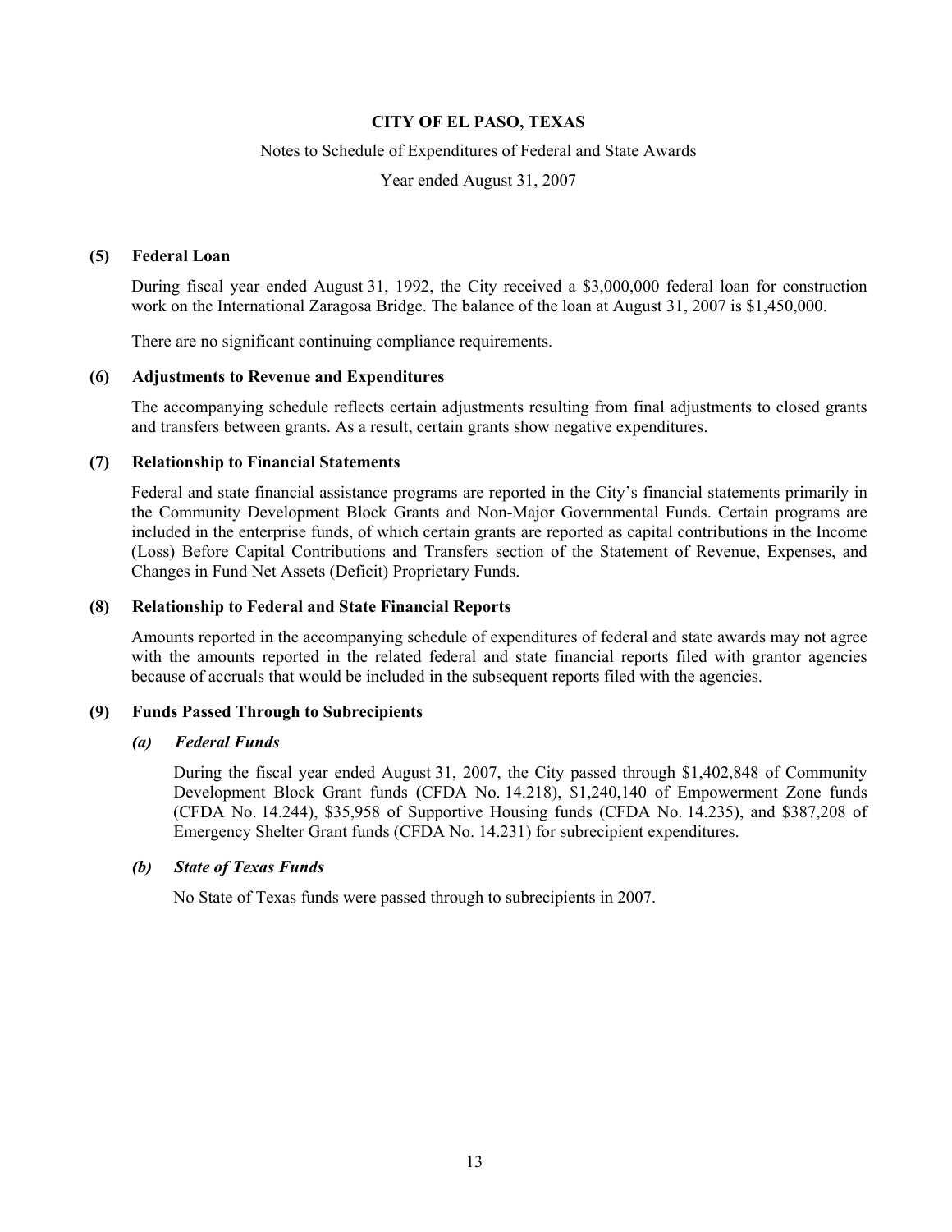# CITY OF EL PASO, TEXAS

Notes to Schedule of Expenditures of Federal and State Awards

Year ended August 31, 2007

## (5) Federal Loan

During fiscal year ended August 31, 1992, the City received a $3,000,000 federal loan for construction work on the International Zaragosa Bridge. The balance of the loan at August 31, 2007 is $1,450,000.

There are no significant continuing compliance requirements.

## (6) Adjustments to Revenue and Expenditures

The accompanying schedule reflects certain adjustments resulting from final adjustments to closed grants and transfers between grants. As a result, certain grants show negative expenditures.

## (7) Relationship to Financial Statements

Federal and state financial assistance programs are reported in the City's financial statements primarily in the Community Development Block Grants and Non-Major Governmental Funds. Certain programs are included in the enterprise funds, of which certain grants are reported as capital contributions in the Income (Loss) Before Capital Contributions and Transfers section of the Statement of Revenue, Expenses, and Changes in Fund Net Assets (Deficit) Proprietary Funds.

## (8) Relationship to Federal and State Financial Reports

Amounts reported in the accompanying schedule of expenditures of federal and state awards may not agree with the amounts reported in the related federal and state financial reports filed with grantor agencies because of accruals that would be included in the subsequent reports filed with the agencies.

## (9) Funds Passed Through to Subrecipients

### *(a) Federal Funds*

During the fiscal year ended August 31, 2007, the City passed through $1,402,848 of Community Development Block Grant funds (CFDA No. 14.218), $1,240,140 of Empowerment Zone funds (CFDA No. 14.244), $35,958 of Supportive Housing funds (CFDA No. 14.235), and $387,208 of Emergency Shelter Grant funds (CFDA No. 14.231) for subrecipient expenditures.

### *(b) State of Texas Funds*

No State of Texas funds were passed through to subrecipients in 2007.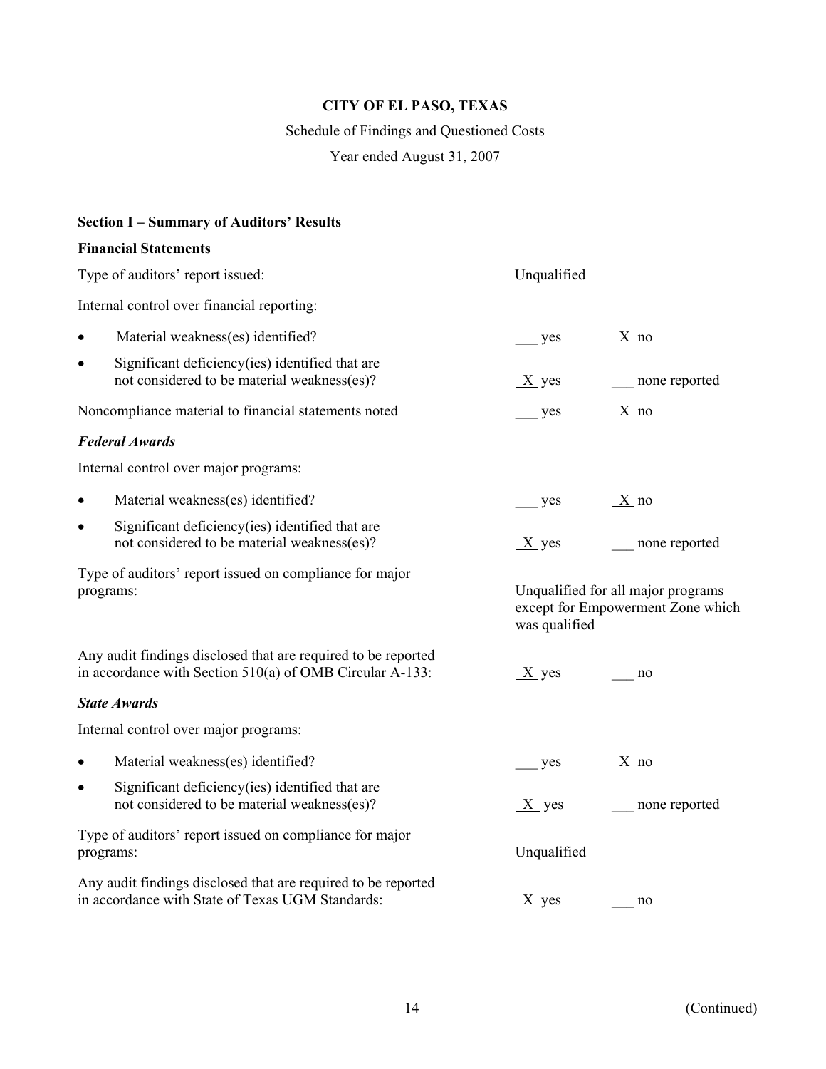# CITY OF EL PASO, TEXAS

Schedule of Findings and Questioned Costs

Year ended August 31, 2007

## Section I – Summary of Auditors' Results

### Financial Statements

| | | |
|---|---|---|
| Type of auditors' report issued: | Unqualified | |
| Internal control over financial reporting: | | |
| • Material weakness(es) identified? | ___ yes | X no |
| • Significant deficiency(ies) identified that are not considered to be material weakness(es)? | X yes | ___ none reported |
| Noncompliance material to financial statements noted | ___ yes | X no |

### *Federal Awards*

| | | |
|---|---|---|
| Internal control over major programs: | | |
| • Material weakness(es) identified? | ___ yes | X no |
| • Significant deficiency(ies) identified that are not considered to be material weakness(es)? | X yes | ___ none reported |
| Type of auditors' report issued on compliance for major programs: | Unqualified for all major programs except for Empowerment Zone which was qualified | |
| Any audit findings disclosed that are required to be reported in accordance with Section 510(a) of OMB Circular A-133: | X yes | ___ no |

### *State Awards*

| | | |
|---|---|---|
| Internal control over major programs: | | |
| • Material weakness(es) identified? | ___ yes | X no |
| • Significant deficiency(ies) identified that are not considered to be material weakness(es)? | X yes | ___ none reported |
| Type of auditors' report issued on compliance for major programs: | Unqualified | |
| Any audit findings disclosed that are required to be reported in accordance with State of Texas UGM Standards: | X yes | ___ no |

(Continued)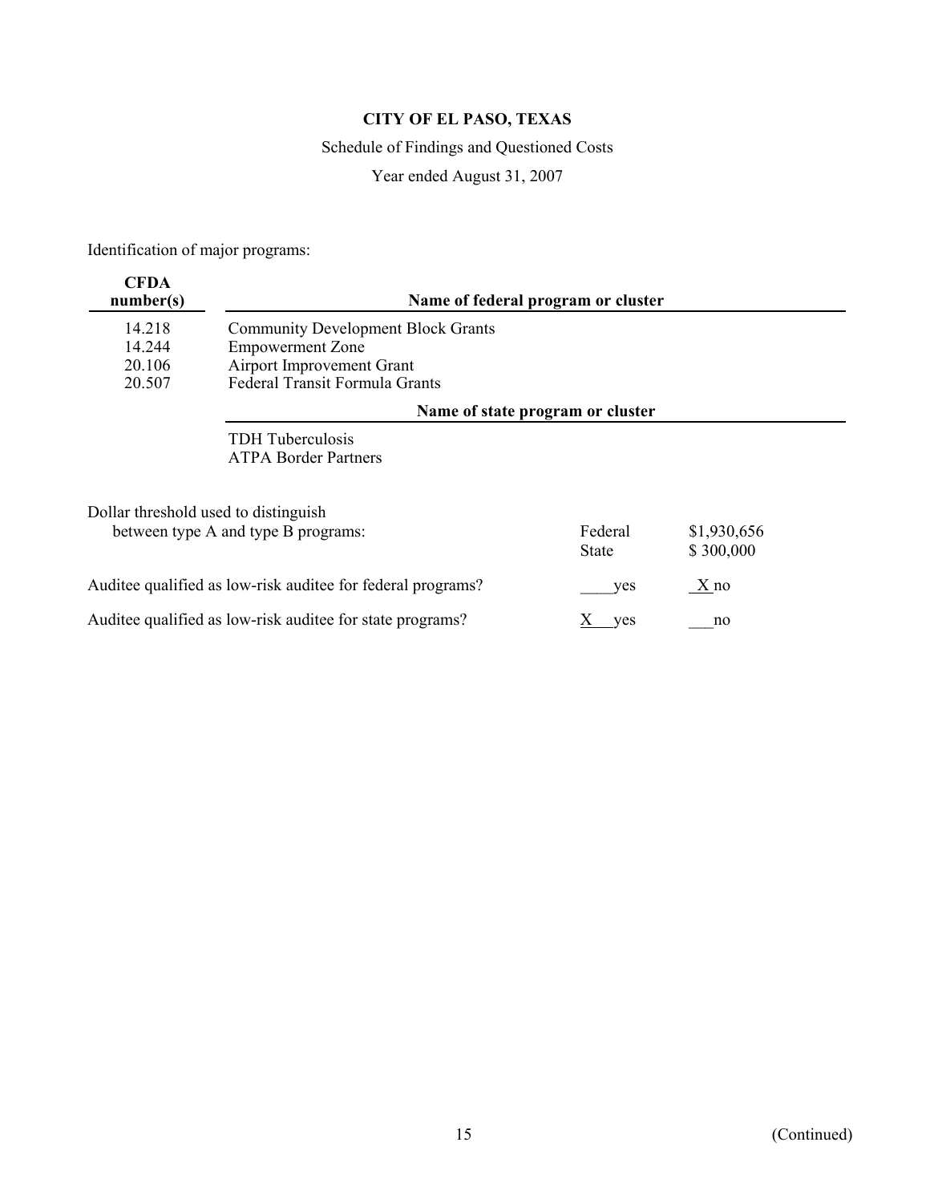# CITY OF EL PASO, TEXAS

Schedule of Findings and Questioned Costs

Year ended August 31, 2007

Identification of major programs:

| CFDA number(s) | Name of federal program or cluster |
|---|---|
| 14.218 | Community Development Block Grants |
| 14.244 | Empowerment Zone |
| 20.106 | Airport Improvement Grant |
| 20.507 | Federal Transit Formula Grants |

| | Name of state program or cluster |
|---|---|
| | TDH Tuberculosis |
| | ATPA Border Partners |

| | | |
|---|---|---|
| Dollar threshold used to distinguish between type A and type B programs: | Federal | $1,930,656 |
| | State | $ 300,000 |
| Auditee qualified as low-risk auditee for federal programs? | ____yes | X no |
| Auditee qualified as low-risk auditee for state programs? | X yes | ___no |

(Continued)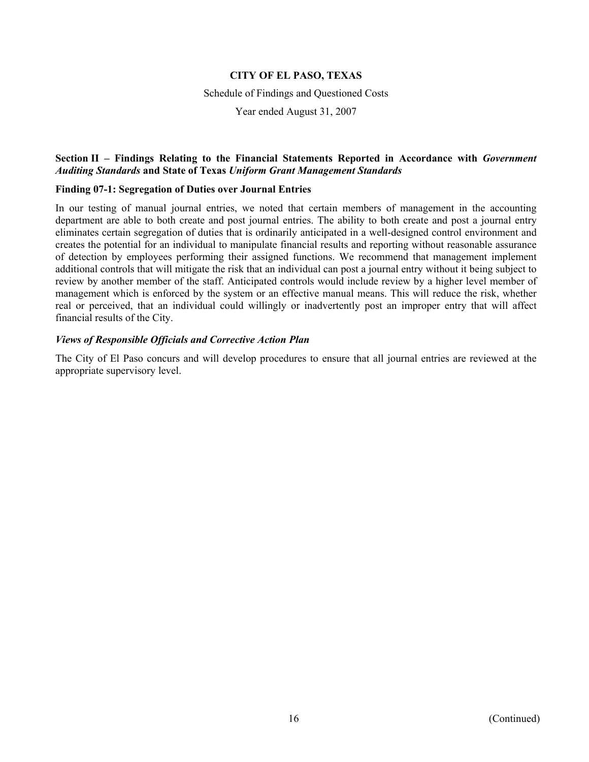**CITY OF EL PASO, TEXAS**

Schedule of Findings and Questioned Costs

Year ended August 31, 2007

**Section II – Findings Relating to the Financial Statements Reported in Accordance with *Government Auditing Standards* and State of Texas *Uniform Grant Management Standards***

**Finding 07-1: Segregation of Duties over Journal Entries**

In our testing of manual journal entries, we noted that certain members of management in the accounting department are able to both create and post journal entries. The ability to both create and post a journal entry eliminates certain segregation of duties that is ordinarily anticipated in a well-designed control environment and creates the potential for an individual to manipulate financial results and reporting without reasonable assurance of detection by employees performing their assigned functions. We recommend that management implement additional controls that will mitigate the risk that an individual can post a journal entry without it being subject to review by another member of the staff. Anticipated controls would include review by a higher level member of management which is enforced by the system or an effective manual means. This will reduce the risk, whether real or perceived, that an individual could willingly or inadvertently post an improper entry that will affect financial results of the City.

***Views of Responsible Officials and Corrective Action Plan***

The City of El Paso concurs and will develop procedures to ensure that all journal entries are reviewed at the appropriate supervisory level.

(Continued)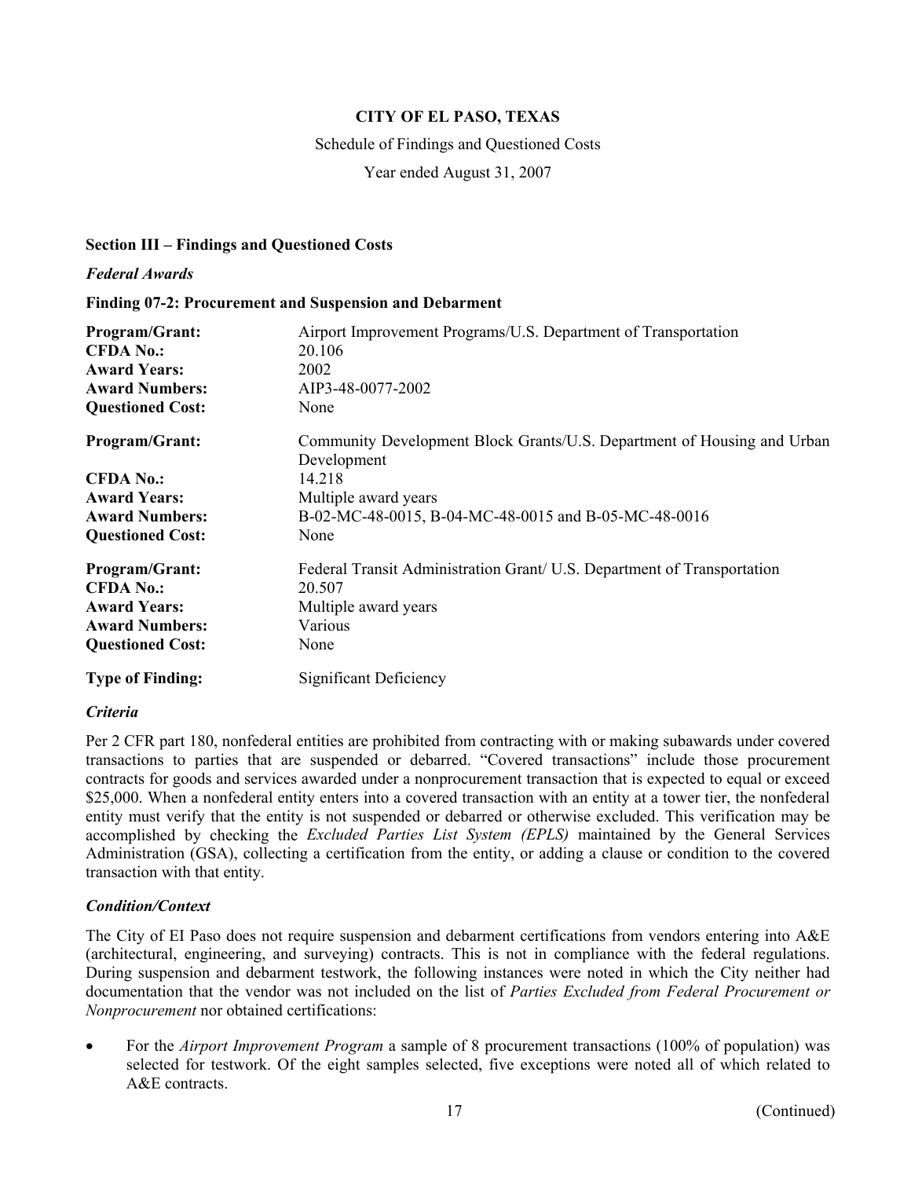**CITY OF EL PASO, TEXAS**

Schedule of Findings and Questioned Costs

Year ended August 31, 2007

**Section III – Findings and Questioned Costs**

***Federal Awards***

**Finding 07-2: Procurement and Suspension and Debarment**

| | |
|---|---|
| **Program/Grant:** | Airport Improvement Programs/U.S. Department of Transportation |
| **CFDA No.:** | 20.106 |
| **Award Years:** | 2002 |
| **Award Numbers:** | AIP3-48-0077-2002 |
| **Questioned Cost:** | None |
| **Program/Grant:** | Community Development Block Grants/U.S. Department of Housing and Urban Development |
| **CFDA No.:** | 14.218 |
| **Award Years:** | Multiple award years |
| **Award Numbers:** | B-02-MC-48-0015, B-04-MC-48-0015 and B-05-MC-48-0016 |
| **Questioned Cost:** | None |
| **Program/Grant:** | Federal Transit Administration Grant/ U.S. Department of Transportation |
| **CFDA No.:** | 20.507 |
| **Award Years:** | Multiple award years |
| **Award Numbers:** | Various |
| **Questioned Cost:** | None |
| **Type of Finding:** | Significant Deficiency |

***Criteria***

Per 2 CFR part 180, nonfederal entities are prohibited from contracting with or making subawards under covered transactions to parties that are suspended or debarred. "Covered transactions" include those procurement contracts for goods and services awarded under a nonprocurement transaction that is expected to equal or exceed $25,000. When a nonfederal entity enters into a covered transaction with an entity at a tower tier, the nonfederal entity must verify that the entity is not suspended or debarred or otherwise excluded. This verification may be accomplished by checking the *Excluded Parties List System (EPLS)* maintained by the General Services Administration (GSA), collecting a certification from the entity, or adding a clause or condition to the covered transaction with that entity.

***Condition/Context***

The City of EI Paso does not require suspension and debarment certifications from vendors entering into A&E (architectural, engineering, and surveying) contracts. This is not in compliance with the federal regulations. During suspension and debarment testwork, the following instances were noted in which the City neither had documentation that the vendor was not included on the list of *Parties Excluded from Federal Procurement or Nonprocurement* nor obtained certifications:

- For the *Airport Improvement Program* a sample of 8 procurement transactions (100% of population) was selected for testwork. Of the eight samples selected, five exceptions were noted all of which related to A&E contracts.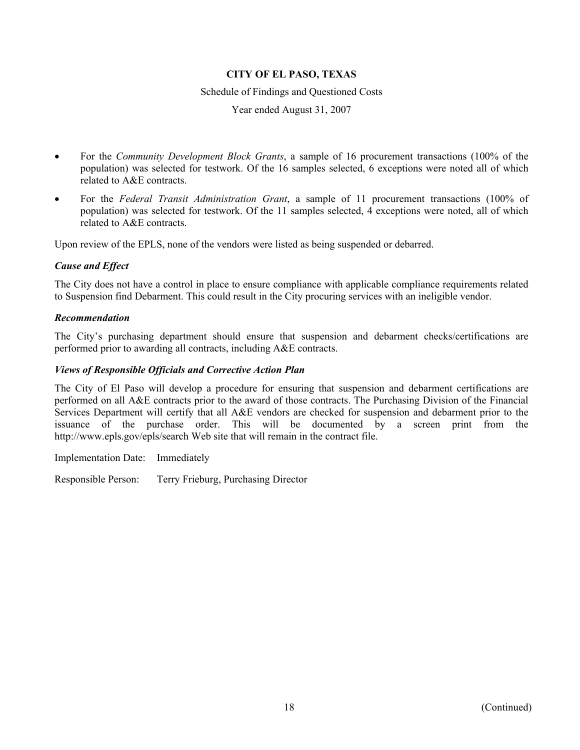- For the *Community Development Block Grants*, a sample of 16 procurement transactions (100% of the population) was selected for testwork. Of the 16 samples selected, 6 exceptions were noted all of which related to A&E contracts.
- For the *Federal Transit Administration Grant*, a sample of 11 procurement transactions (100% of population) was selected for testwork. Of the 11 samples selected, 4 exceptions were noted, all of which related to A&E contracts.

Upon review of the EPLS, none of the vendors were listed as being suspended or debarred.

***Cause and Effect***

The City does not have a control in place to ensure compliance with applicable compliance requirements related to Suspension find Debarment. This could result in the City procuring services with an ineligible vendor.

***Recommendation***

The City's purchasing department should ensure that suspension and debarment checks/certifications are performed prior to awarding all contracts, including A&E contracts.

***Views of Responsible Officials and Corrective Action Plan***

The City of El Paso will develop a procedure for ensuring that suspension and debarment certifications are performed on all A&E contracts prior to the award of those contracts. The Purchasing Division of the Financial Services Department will certify that all A&E vendors are checked for suspension and debarment prior to the issuance of the purchase order. This will be documented by a screen print from the http://www.epls.gov/epls/search Web site that will remain in the contract file.

Implementation Date: Immediately

Responsible Person: Terry Frieburg, Purchasing Director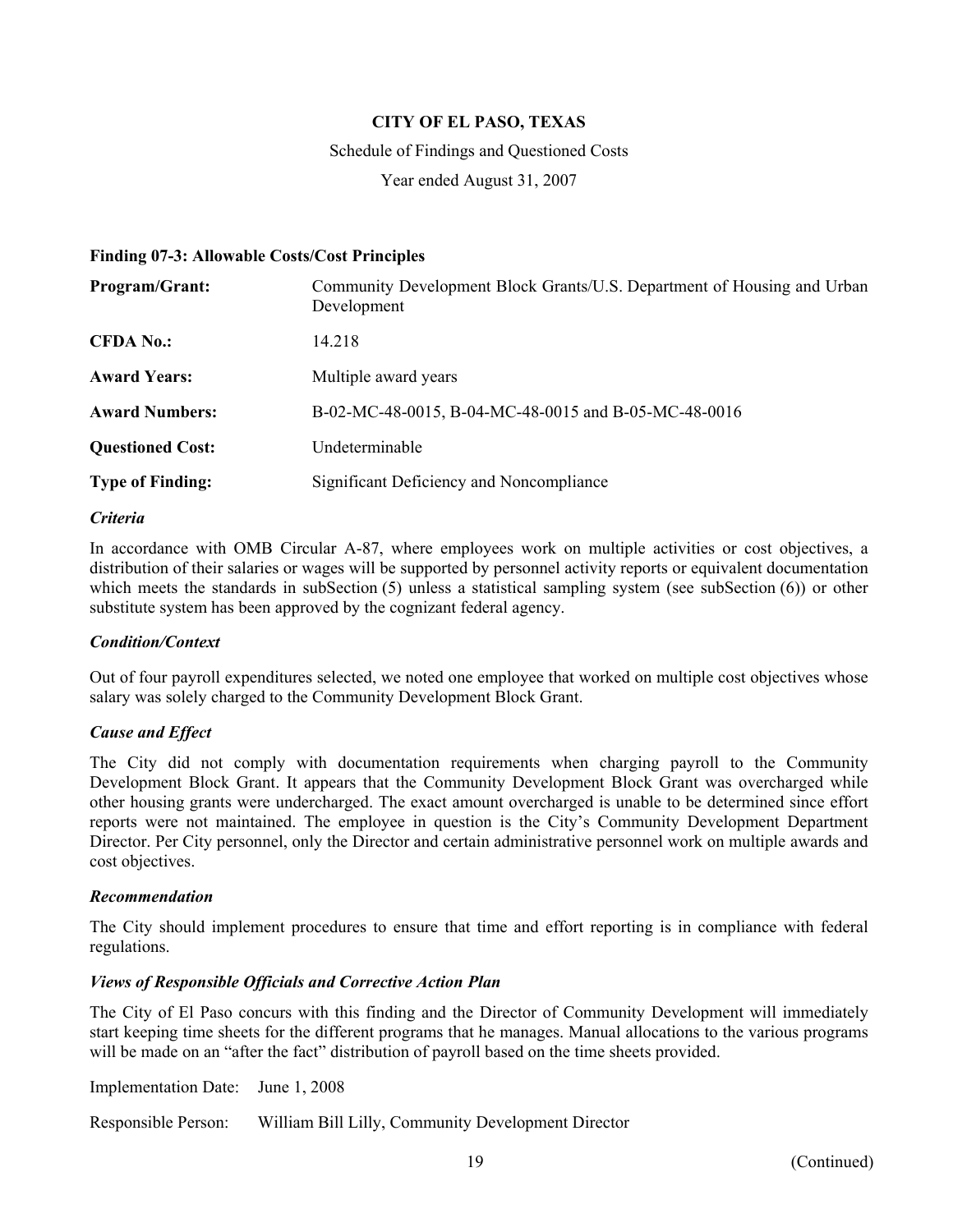**CITY OF EL PASO, TEXAS**

Schedule of Findings and Questioned Costs

Year ended August 31, 2007

**Finding 07-3: Allowable Costs/Cost Principles**

| | |
|---|---|
| **Program/Grant:** | Community Development Block Grants/U.S. Department of Housing and Urban Development |
| **CFDA No.:** | 14.218 |
| **Award Years:** | Multiple award years |
| **Award Numbers:** | B-02-MC-48-0015, B-04-MC-48-0015 and B-05-MC-48-0016 |
| **Questioned Cost:** | Undeterminable |
| **Type of Finding:** | Significant Deficiency and Noncompliance |

***Criteria***

In accordance with OMB Circular A-87, where employees work on multiple activities or cost objectives, a distribution of their salaries or wages will be supported by personnel activity reports or equivalent documentation which meets the standards in subSection (5) unless a statistical sampling system (see subSection (6)) or other substitute system has been approved by the cognizant federal agency.

***Condition/Context***

Out of four payroll expenditures selected, we noted one employee that worked on multiple cost objectives whose salary was solely charged to the Community Development Block Grant.

***Cause and Effect***

The City did not comply with documentation requirements when charging payroll to the Community Development Block Grant. It appears that the Community Development Block Grant was overcharged while other housing grants were undercharged. The exact amount overcharged is unable to be determined since effort reports were not maintained. The employee in question is the City's Community Development Department Director. Per City personnel, only the Director and certain administrative personnel work on multiple awards and cost objectives.

***Recommendation***

The City should implement procedures to ensure that time and effort reporting is in compliance with federal regulations.

***Views of Responsible Officials and Corrective Action Plan***

The City of El Paso concurs with this finding and the Director of Community Development will immediately start keeping time sheets for the different programs that he manages. Manual allocations to the various programs will be made on an "after the fact" distribution of payroll based on the time sheets provided.

Implementation Date: June 1, 2008

Responsible Person: William Bill Lilly, Community Development Director

(Continued)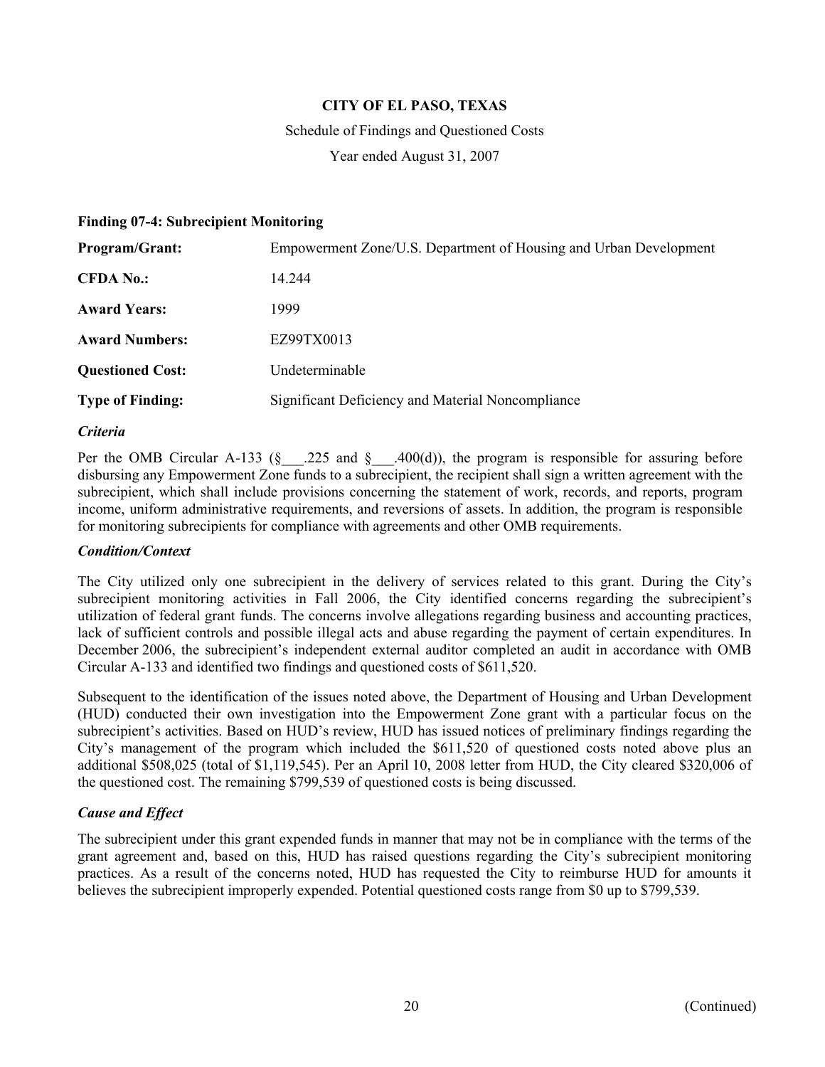# CITY OF EL PASO, TEXAS

Schedule of Findings and Questioned Costs

Year ended August 31, 2007

**Finding 07-4: Subrecipient Monitoring**

| | |
|---|---|
| **Program/Grant:** | Empowerment Zone/U.S. Department of Housing and Urban Development |
| **CFDA No.:** | 14.244 |
| **Award Years:** | 1999 |
| **Award Numbers:** | EZ99TX0013 |
| **Questioned Cost:** | Undeterminable |
| **Type of Finding:** | Significant Deficiency and Material Noncompliance |

***Criteria***

Per the OMB Circular A-133 (§___.225 and §___.400(d)), the program is responsible for assuring before disbursing any Empowerment Zone funds to a subrecipient, the recipient shall sign a written agreement with the subrecipient, which shall include provisions concerning the statement of work, records, and reports, program income, uniform administrative requirements, and reversions of assets. In addition, the program is responsible for monitoring subrecipients for compliance with agreements and other OMB requirements.

***Condition/Context***

The City utilized only one subrecipient in the delivery of services related to this grant. During the City's subrecipient monitoring activities in Fall 2006, the City identified concerns regarding the subrecipient's utilization of federal grant funds. The concerns involve allegations regarding business and accounting practices, lack of sufficient controls and possible illegal acts and abuse regarding the payment of certain expenditures. In December 2006, the subrecipient's independent external auditor completed an audit in accordance with OMB Circular A-133 and identified two findings and questioned costs of $611,520.

Subsequent to the identification of the issues noted above, the Department of Housing and Urban Development (HUD) conducted their own investigation into the Empowerment Zone grant with a particular focus on the subrecipient's activities. Based on HUD's review, HUD has issued notices of preliminary findings regarding the City's management of the program which included the $611,520 of questioned costs noted above plus an additional $508,025 (total of $1,119,545). Per an April 10, 2008 letter from HUD, the City cleared $320,006 of the questioned cost. The remaining $799,539 of questioned costs is being discussed.

***Cause and Effect***

The subrecipient under this grant expended funds in manner that may not be in compliance with the terms of the grant agreement and, based on this, HUD has raised questions regarding the City's subrecipient monitoring practices. As a result of the concerns noted, HUD has requested the City to reimburse HUD for amounts it believes the subrecipient improperly expended. Potential questioned costs range from $0 up to $799,539.

(Continued)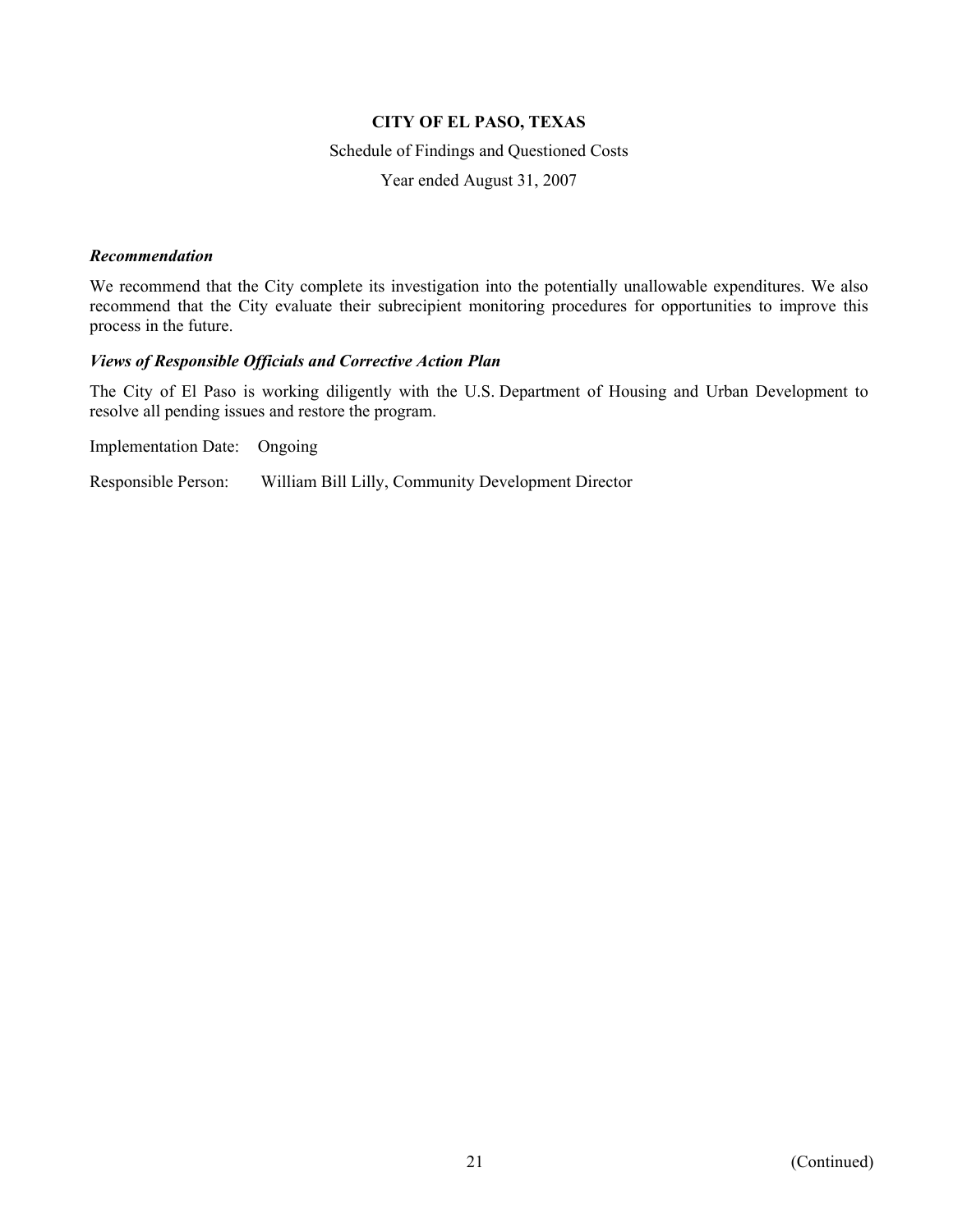# CITY OF EL PASO, TEXAS

Schedule of Findings and Questioned Costs

Year ended August 31, 2007

***Recommendation***

We recommend that the City complete its investigation into the potentially unallowable expenditures. We also recommend that the City evaluate their subrecipient monitoring procedures for opportunities to improve this process in the future.

***Views of Responsible Officials and Corrective Action Plan***

The City of El Paso is working diligently with the U.S. Department of Housing and Urban Development to resolve all pending issues and restore the program.

Implementation Date: Ongoing

Responsible Person: William Bill Lilly, Community Development Director

(Continued)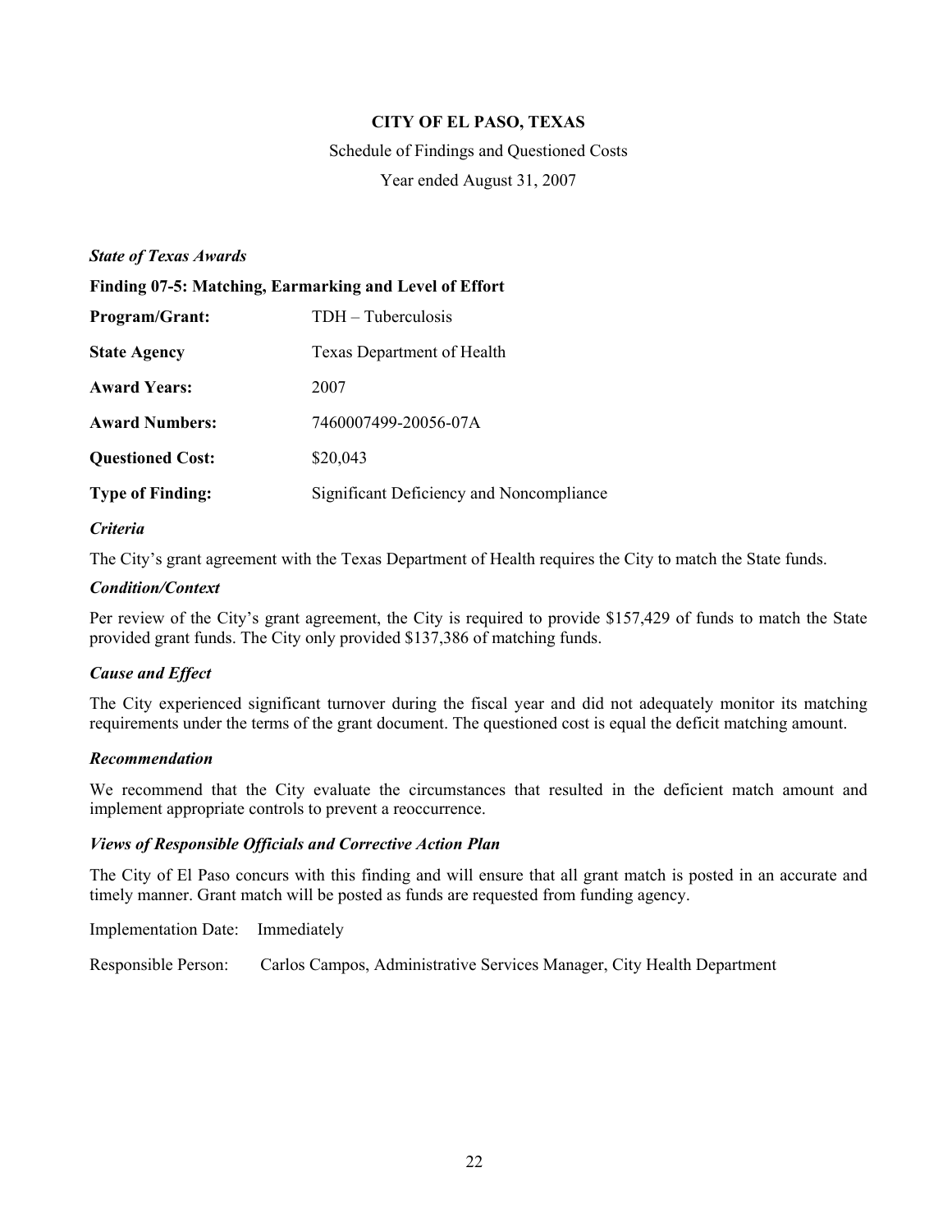**CITY OF EL PASO, TEXAS**

Schedule of Findings and Questioned Costs

Year ended August 31, 2007

***State of Texas Awards***

**Finding 07-5: Matching, Earmarking and Level of Effort**

| | |
|---|---|
| **Program/Grant:** | TDH – Tuberculosis |
| **State Agency** | Texas Department of Health |
| **Award Years:** | 2007 |
| **Award Numbers:** | 7460007499-20056-07A |
| **Questioned Cost:** | \$20,043 |
| **Type of Finding:** | Significant Deficiency and Noncompliance |

***Criteria***

The City's grant agreement with the Texas Department of Health requires the City to match the State funds.

***Condition/Context***

Per review of the City's grant agreement, the City is required to provide \$157,429 of funds to match the State provided grant funds. The City only provided \$137,386 of matching funds.

***Cause and Effect***

The City experienced significant turnover during the fiscal year and did not adequately monitor its matching requirements under the terms of the grant document. The questioned cost is equal the deficit matching amount.

***Recommendation***

We recommend that the City evaluate the circumstances that resulted in the deficient match amount and implement appropriate controls to prevent a reoccurrence.

***Views of Responsible Officials and Corrective Action Plan***

The City of El Paso concurs with this finding and will ensure that all grant match is posted in an accurate and timely manner. Grant match will be posted as funds are requested from funding agency.

Implementation Date: Immediately

Responsible Person: Carlos Campos, Administrative Services Manager, City Health Department